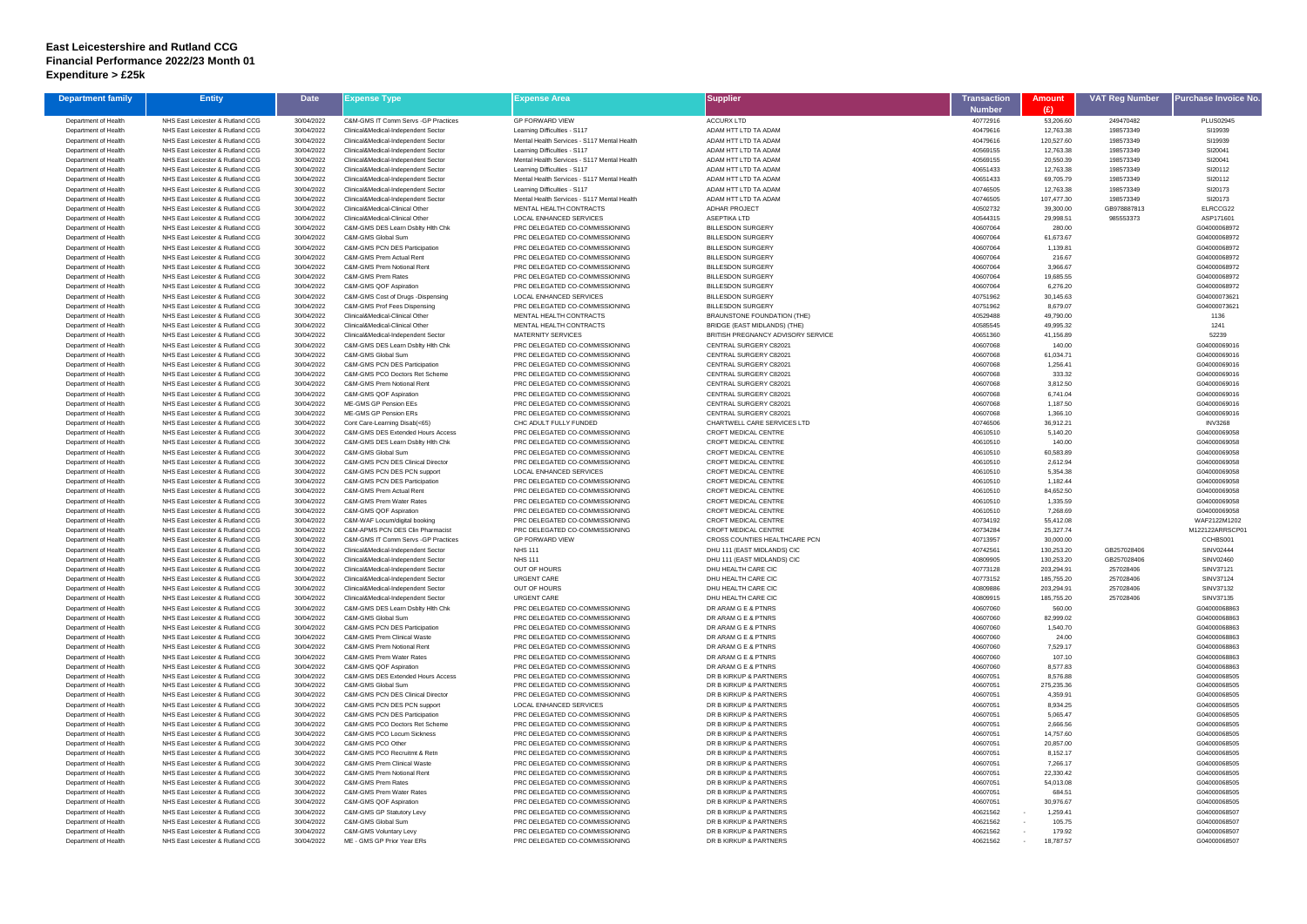# East Leicestershire and Rutland CCG
## Financial Performance 2022/23 Month 01
## Expenditure > £25k

| Department family | Entity | Date | Expense Type | Expense Area | Supplier | Transaction Number | Amount (£) | VAT Reg Number | Purchase Invoice No. |
|---|---|---|---|---|---|---|---|---|---|
| Department of Health | NHS East Leicester & Rutland CCG | 30/04/2022 | C&M-GMS IT Comm Servs -GP Practices | GP FORWARD VIEW | ACCURX LTD | 40772916 | 53,206.60 | 249470482 | PLUS02945 |
| Department of Health | NHS East Leicester & Rutland CCG | 30/04/2022 | Clinical&Medical-Independent Sector | Learning Difficulties - S117 | ADAM HTT LTD TA ADAM | 40479616 | 12,763.38 | 198573349 | SI19939 |
| Department of Health | NHS East Leicester & Rutland CCG | 30/04/2022 | Clinical&Medical-Independent Sector | Mental Health Services - S117 Mental Health | ADAM HTT LTD TA ADAM | 40479616 | 120,527.60 | 198573349 | SI19939 |
| Department of Health | NHS East Leicester & Rutland CCG | 30/04/2022 | Clinical&Medical-Independent Sector | Learning Difficulties - S117 | ADAM HTT LTD TA ADAM | 40569155 | 12,763.38 | 198573349 | SI20041 |
| Department of Health | NHS East Leicester & Rutland CCG | 30/04/2022 | Clinical&Medical-Independent Sector | Mental Health Services - S117 Mental Health | ADAM HTT LTD TA ADAM | 40569155 | 20,550.39 | 198573349 | SI20041 |
| Department of Health | NHS East Leicester & Rutland CCG | 30/04/2022 | Clinical&Medical-Independent Sector | Learning Difficulties - S117 | ADAM HTT LTD TA ADAM | 40651433 | 12,763.38 | 198573349 | SI20112 |
| Department of Health | NHS East Leicester & Rutland CCG | 30/04/2022 | Clinical&Medical-Independent Sector | Mental Health Services - S117 Mental Health | ADAM HTT LTD TA ADAM | 40651433 | 69,705.79 | 198573349 | SI20112 |
| Department of Health | NHS East Leicester & Rutland CCG | 30/04/2022 | Clinical&Medical-Independent Sector | Learning Difficulties - S117 | ADAM HTT LTD TA ADAM | 40746505 | 12,763.38 | 198573349 | SI20173 |
| Department of Health | NHS East Leicester & Rutland CCG | 30/04/2022 | Clinical&Medical-Independent Sector | Mental Health Services - S117 Mental Health | ADAM HTT LTD TA ADAM | 40746505 | 107,477.30 | 198573349 | SI20173 |
| Department of Health | NHS East Leicester & Rutland CCG | 30/04/2022 | Clinical&Medical-Clinical Other | MENTAL HEALTH CONTRACTS | ADHAR PROJECT | 40502732 | 39,300.00 | GB978887813 | ELRCCG22 |
| Department of Health | NHS East Leicester & Rutland CCG | 30/04/2022 | Clinical&Medical-Clinical Other | LOCAL ENHANCED SERVICES | ASEPTIKA LTD | 40544315 | 29,998.51 | 985553373 | ASP171601 |
| Department of Health | NHS East Leicester & Rutland CCG | 30/04/2022 | C&M-GMS DES Learn Dsblty Hlth Chk | PRC DELEGATED CO-COMMISSIONING | BILLESDON SURGERY | 40607064 | 280.00 | | G04000068972 |
| Department of Health | NHS East Leicester & Rutland CCG | 30/04/2022 | C&M-GMS Global Sum | PRC DELEGATED CO-COMMISSIONING | BILLESDON SURGERY | 40607064 | 61,673.67 | | G04000068972 |
| Department of Health | NHS East Leicester & Rutland CCG | 30/04/2022 | C&M-GMS PCN DES Participation | PRC DELEGATED CO-COMMISSIONING | BILLESDON SURGERY | 40607064 | 1,139.81 | | G04000068972 |
| Department of Health | NHS East Leicester & Rutland CCG | 30/04/2022 | C&M-GMS Prem Actual Rent | PRC DELEGATED CO-COMMISSIONING | BILLESDON SURGERY | 40607064 | 216.67 | | G04000068972 |
| Department of Health | NHS East Leicester & Rutland CCG | 30/04/2022 | C&M-GMS Prem Notional Rent | PRC DELEGATED CO-COMMISSIONING | BILLESDON SURGERY | 40607064 | 3,966.67 | | G04000068972 |
| Department of Health | NHS East Leicester & Rutland CCG | 30/04/2022 | C&M-GMS Prem Rates | PRC DELEGATED CO-COMMISSIONING | BILLESDON SURGERY | 40607064 | 19,685.55 | | G04000068972 |
| Department of Health | NHS East Leicester & Rutland CCG | 30/04/2022 | C&M-GMS QOF Aspiration | PRC DELEGATED CO-COMMISSIONING | BILLESDON SURGERY | 40607064 | 6,276.20 | | G04000068972 |
| Department of Health | NHS East Leicester & Rutland CCG | 30/04/2022 | C&M-GMS Cost of Drugs -Dispensing | LOCAL ENHANCED SERVICES | BILLESDON SURGERY | 40751962 | 30,145.63 | | G04000073621 |
| Department of Health | NHS East Leicester & Rutland CCG | 30/04/2022 | C&M-GMS Prof Fees Dispensing | PRC DELEGATED CO-COMMISSIONING | BILLESDON SURGERY | 40751962 | 8,679.07 | | G04000073621 |
| Department of Health | NHS East Leicester & Rutland CCG | 30/04/2022 | Clinical&Medical-Clinical Other | MENTAL HEALTH CONTRACTS | BRAUNSTONE FOUNDATION (THE) | 40529488 | 49,790.00 | | 1136 |
| Department of Health | NHS East Leicester & Rutland CCG | 30/04/2022 | Clinical&Medical-Clinical Other | MENTAL HEALTH CONTRACTS | BRIDGE (EAST MIDLANDS) (THE) | 40585545 | 49,995.32 | | 1241 |
| Department of Health | NHS East Leicester & Rutland CCG | 30/04/2022 | Clinical&Medical-Independent Sector | MATERNITY SERVICES | BRITISH PREGNANCY ADVISORY SERVICE | 40651360 | 41,156.89 | | 52239 |
| Department of Health | NHS East Leicester & Rutland CCG | 30/04/2022 | C&M-GMS DES Learn Dsblty Hlth Chk | PRC DELEGATED CO-COMMISSIONING | CENTRAL SURGERY C82021 | 40607068 | 140.00 | | G04000069016 |
| Department of Health | NHS East Leicester & Rutland CCG | 30/04/2022 | C&M-GMS Global Sum | PRC DELEGATED CO-COMMISSIONING | CENTRAL SURGERY C82021 | 40607068 | 61,034.71 | | G04000069016 |
| Department of Health | NHS East Leicester & Rutland CCG | 30/04/2022 | C&M-GMS PCN DES Participation | PRC DELEGATED CO-COMMISSIONING | CENTRAL SURGERY C82021 | 40607068 | 1,256.41 | | G04000069016 |
| Department of Health | NHS East Leicester & Rutland CCG | 30/04/2022 | C&M-GMS PCO Doctors Ret Scheme | PRC DELEGATED CO-COMMISSIONING | CENTRAL SURGERY C82021 | 40607068 | 333.32 | | G04000069016 |
| Department of Health | NHS East Leicester & Rutland CCG | 30/04/2022 | C&M-GMS Prem Notional Rent | PRC DELEGATED CO-COMMISSIONING | CENTRAL SURGERY C82021 | 40607068 | 3,812.50 | | G04000069016 |
| Department of Health | NHS East Leicester & Rutland CCG | 30/04/2022 | C&M-GMS QOF Aspiration | PRC DELEGATED CO-COMMISSIONING | CENTRAL SURGERY C82021 | 40607068 | 6,741.04 | | G04000069016 |
| Department of Health | NHS East Leicester & Rutland CCG | 30/04/2022 | ME-GMS GP Pension EEs | PRC DELEGATED CO-COMMISSIONING | CENTRAL SURGERY C82021 | 40607068 | 1,187.50 | | G04000069016 |
| Department of Health | NHS East Leicester & Rutland CCG | 30/04/2022 | ME-GMS GP Pension ERs | PRC DELEGATED CO-COMMISSIONING | CENTRAL SURGERY C82021 | 40607068 | 1,366.10 | | G04000069016 |
| Department of Health | NHS East Leicester & Rutland CCG | 30/04/2022 | Cont Care-Learning Disab(<65) | CHC ADULT FULLY FUNDED | CHARTWELL CARE SERVICES LTD | 40746506 | 36,912.21 | | INV3268 |
| Department of Health | NHS East Leicester & Rutland CCG | 30/04/2022 | C&M-GMS DES Extended Hours Access | PRC DELEGATED CO-COMMISSIONING | CROFT MEDICAL CENTRE | 40610510 | 5,140.20 | | G04000069058 |
| Department of Health | NHS East Leicester & Rutland CCG | 30/04/2022 | C&M-GMS DES Learn Dsblty Hlth Chk | PRC DELEGATED CO-COMMISSIONING | CROFT MEDICAL CENTRE | 40610510 | 140.00 | | G04000069058 |
| Department of Health | NHS East Leicester & Rutland CCG | 30/04/2022 | C&M-GMS Global Sum | PRC DELEGATED CO-COMMISSIONING | CROFT MEDICAL CENTRE | 40610510 | 60,583.89 | | G04000069058 |
| Department of Health | NHS East Leicester & Rutland CCG | 30/04/2022 | C&M-GMS PCN DES Clinical Director | PRC DELEGATED CO-COMMISSIONING | CROFT MEDICAL CENTRE | 40610510 | 2,612.94 | | G04000069058 |
| Department of Health | NHS East Leicester & Rutland CCG | 30/04/2022 | C&M-GMS PCN DES PCN support | LOCAL ENHANCED SERVICES | CROFT MEDICAL CENTRE | 40610510 | 5,354.38 | | G04000069058 |
| Department of Health | NHS East Leicester & Rutland CCG | 30/04/2022 | C&M-GMS PCN DES Participation | PRC DELEGATED CO-COMMISSIONING | CROFT MEDICAL CENTRE | 40610510 | 1,182.44 | | G04000069058 |
| Department of Health | NHS East Leicester & Rutland CCG | 30/04/2022 | C&M-GMS Prem Actual Rent | PRC DELEGATED CO-COMMISSIONING | CROFT MEDICAL CENTRE | 40610510 | 84,652.50 | | G04000069058 |
| Department of Health | NHS East Leicester & Rutland CCG | 30/04/2022 | C&M-GMS Prem Water Rates | PRC DELEGATED CO-COMMISSIONING | CROFT MEDICAL CENTRE | 40610510 | 1,335.59 | | G04000069058 |
| Department of Health | NHS East Leicester & Rutland CCG | 30/04/2022 | C&M-GMS QOF Aspiration | PRC DELEGATED CO-COMMISSIONING | CROFT MEDICAL CENTRE | 40610510 | 7,268.69 | | G04000069058 |
| Department of Health | NHS East Leicester & Rutland CCG | 30/04/2022 | C&M-WAF Locum/digital booking | PRC DELEGATED CO-COMMISSIONING | CROFT MEDICAL CENTRE | 40734192 | 55,412.08 | | WAF2122M1202 |
| Department of Health | NHS East Leicester & Rutland CCG | 30/04/2022 | C&M-APMS PCN DES Clin Pharmacist | PRC DELEGATED CO-COMMISSIONING | CROFT MEDICAL CENTRE | 40734284 | 25,327.74 | | M122122ARRSCP01 |
| Department of Health | NHS East Leicester & Rutland CCG | 30/04/2022 | C&M-GMS IT Comm Servs -GP Practices | GP FORWARD VIEW | CROSS COUNTIES HEALTHCARE PCN | 40713957 | 30,000.00 | | CCHBS001 |
| Department of Health | NHS East Leicester & Rutland CCG | 30/04/2022 | Clinical&Medical-Independent Sector | NHS 111 | DHU 111 (EAST MIDLANDS) CIC | 40742561 | 130,253.20 | GB257028406 | SINV02444 |
| Department of Health | NHS East Leicester & Rutland CCG | 30/04/2022 | Clinical&Medical-Independent Sector | NHS 111 | DHU 111 (EAST MIDLANDS) CIC | 40809905 | 130,253.20 | GB257028406 | SINV02460 |
| Department of Health | NHS East Leicester & Rutland CCG | 30/04/2022 | Clinical&Medical-Independent Sector | OUT OF HOURS | DHU HEALTH CARE CIC | 40773128 | 203,294.91 | 257028406 | SINV37121 |
| Department of Health | NHS East Leicester & Rutland CCG | 30/04/2022 | Clinical&Medical-Independent Sector | URGENT CARE | DHU HEALTH CARE CIC | 40773152 | 185,755.20 | 257028406 | SINV37124 |
| Department of Health | NHS East Leicester & Rutland CCG | 30/04/2022 | Clinical&Medical-Independent Sector | OUT OF HOURS | DHU HEALTH CARE CIC | 40809886 | 203,294.91 | 257028406 | SINV37132 |
| Department of Health | NHS East Leicester & Rutland CCG | 30/04/2022 | Clinical&Medical-Independent Sector | URGENT CARE | DHU HEALTH CARE CIC | 40809915 | 185,755.20 | 257028406 | SINV37135 |
| Department of Health | NHS East Leicester & Rutland CCG | 30/04/2022 | C&M-GMS DES Learn Dsblty Hlth Chk | PRC DELEGATED CO-COMMISSIONING | DR ARAM G E & PTNRS | 40607060 | 560.00 | | G04000068863 |
| Department of Health | NHS East Leicester & Rutland CCG | 30/04/2022 | C&M-GMS Global Sum | PRC DELEGATED CO-COMMISSIONING | DR ARAM G E & PTNRS | 40607060 | 82,999.02 | | G04000068863 |
| Department of Health | NHS East Leicester & Rutland CCG | 30/04/2022 | C&M-GMS PCN DES Participation | PRC DELEGATED CO-COMMISSIONING | DR ARAM G E & PTNRS | 40607060 | 1,540.70 | | G04000068863 |
| Department of Health | NHS East Leicester & Rutland CCG | 30/04/2022 | C&M-GMS Prem Clinical Waste | PRC DELEGATED CO-COMMISSIONING | DR ARAM G E & PTNRS | 40607060 | 24.00 | | G04000068863 |
| Department of Health | NHS East Leicester & Rutland CCG | 30/04/2022 | C&M-GMS Prem Notional Rent | PRC DELEGATED CO-COMMISSIONING | DR ARAM G E & PTNRS | 40607060 | 7,529.17 | | G04000068863 |
| Department of Health | NHS East Leicester & Rutland CCG | 30/04/2022 | C&M-GMS Prem Water Rates | PRC DELEGATED CO-COMMISSIONING | DR ARAM G E & PTNRS | 40607060 | 107.10 | | G04000068863 |
| Department of Health | NHS East Leicester & Rutland CCG | 30/04/2022 | C&M-GMS QOF Aspiration | PRC DELEGATED CO-COMMISSIONING | DR ARAM G E & PTNRS | 40607060 | 8,577.83 | | G04000068863 |
| Department of Health | NHS East Leicester & Rutland CCG | 30/04/2022 | C&M-GMS DES Extended Hours Access | PRC DELEGATED CO-COMMISSIONING | DR B KIRKUP & PARTNERS | 40607051 | 8,576.88 | | G04000068505 |
| Department of Health | NHS East Leicester & Rutland CCG | 30/04/2022 | C&M-GMS Global Sum | PRC DELEGATED CO-COMMISSIONING | DR B KIRKUP & PARTNERS | 40607051 | 275,235.36 | | G04000068505 |
| Department of Health | NHS East Leicester & Rutland CCG | 30/04/2022 | C&M-GMS PCN DES Clinical Director | PRC DELEGATED CO-COMMISSIONING | DR B KIRKUP & PARTNERS | 40607051 | 4,359.91 | | G04000068505 |
| Department of Health | NHS East Leicester & Rutland CCG | 30/04/2022 | C&M-GMS PCN DES PCN support | LOCAL ENHANCED SERVICES | DR B KIRKUP & PARTNERS | 40607051 | 8,934.25 | | G04000068505 |
| Department of Health | NHS East Leicester & Rutland CCG | 30/04/2022 | C&M-GMS PCN DES Participation | PRC DELEGATED CO-COMMISSIONING | DR B KIRKUP & PARTNERS | 40607051 | 5,065.47 | | G04000068505 |
| Department of Health | NHS East Leicester & Rutland CCG | 30/04/2022 | C&M-GMS PCO Doctors Ret Scheme | PRC DELEGATED CO-COMMISSIONING | DR B KIRKUP & PARTNERS | 40607051 | 2,666.56 | | G04000068505 |
| Department of Health | NHS East Leicester & Rutland CCG | 30/04/2022 | C&M-GMS PCO Locum Sickness | PRC DELEGATED CO-COMMISSIONING | DR B KIRKUP & PARTNERS | 40607051 | 14,757.60 | | G04000068505 |
| Department of Health | NHS East Leicester & Rutland CCG | 30/04/2022 | C&M-GMS PCO Other | PRC DELEGATED CO-COMMISSIONING | DR B KIRKUP & PARTNERS | 40607051 | 20,857.00 | | G04000068505 |
| Department of Health | NHS East Leicester & Rutland CCG | 30/04/2022 | C&M-GMS PCO Recruitmt & Retn | PRC DELEGATED CO-COMMISSIONING | DR B KIRKUP & PARTNERS | 40607051 | 8,152.17 | | G04000068505 |
| Department of Health | NHS East Leicester & Rutland CCG | 30/04/2022 | C&M-GMS Prem Clinical Waste | PRC DELEGATED CO-COMMISSIONING | DR B KIRKUP & PARTNERS | 40607051 | 7,266.17 | | G04000068505 |
| Department of Health | NHS East Leicester & Rutland CCG | 30/04/2022 | C&M-GMS Prem Notional Rent | PRC DELEGATED CO-COMMISSIONING | DR B KIRKUP & PARTNERS | 40607051 | 22,330.42 | | G04000068505 |
| Department of Health | NHS East Leicester & Rutland CCG | 30/04/2022 | C&M-GMS Prem Rates | PRC DELEGATED CO-COMMISSIONING | DR B KIRKUP & PARTNERS | 40607051 | 54,013.08 | | G04000068505 |
| Department of Health | NHS East Leicester & Rutland CCG | 30/04/2022 | C&M-GMS Prem Water Rates | PRC DELEGATED CO-COMMISSIONING | DR B KIRKUP & PARTNERS | 40607051 | 684.51 | | G04000068505 |
| Department of Health | NHS East Leicester & Rutland CCG | 30/04/2022 | C&M-GMS QOF Aspiration | PRC DELEGATED CO-COMMISSIONING | DR B KIRKUP & PARTNERS | 40607051 | 30,976.67 | | G04000068505 |
| Department of Health | NHS East Leicester & Rutland CCG | 30/04/2022 | C&M-GMS GP Statutory Levy | PRC DELEGATED CO-COMMISSIONING | DR B KIRKUP & PARTNERS | 40621562 | - 1,259.41 | | G04000068507 |
| Department of Health | NHS East Leicester & Rutland CCG | 30/04/2022 | C&M-GMS Global Sum | PRC DELEGATED CO-COMMISSIONING | DR B KIRKUP & PARTNERS | 40621562 | - 105.75 | | G04000068507 |
| Department of Health | NHS East Leicester & Rutland CCG | 30/04/2022 | C&M-GMS Voluntary Levy | PRC DELEGATED CO-COMMISSIONING | DR B KIRKUP & PARTNERS | 40621562 | - 179.92 | | G04000068507 |
| Department of Health | NHS East Leicester & Rutland CCG | 30/04/2022 | ME - GMS GP Prior Year ERs | PRC DELEGATED CO-COMMISSIONING | DR B KIRKUP & PARTNERS | 40621562 | - 18,787.57 | | G04000068507 |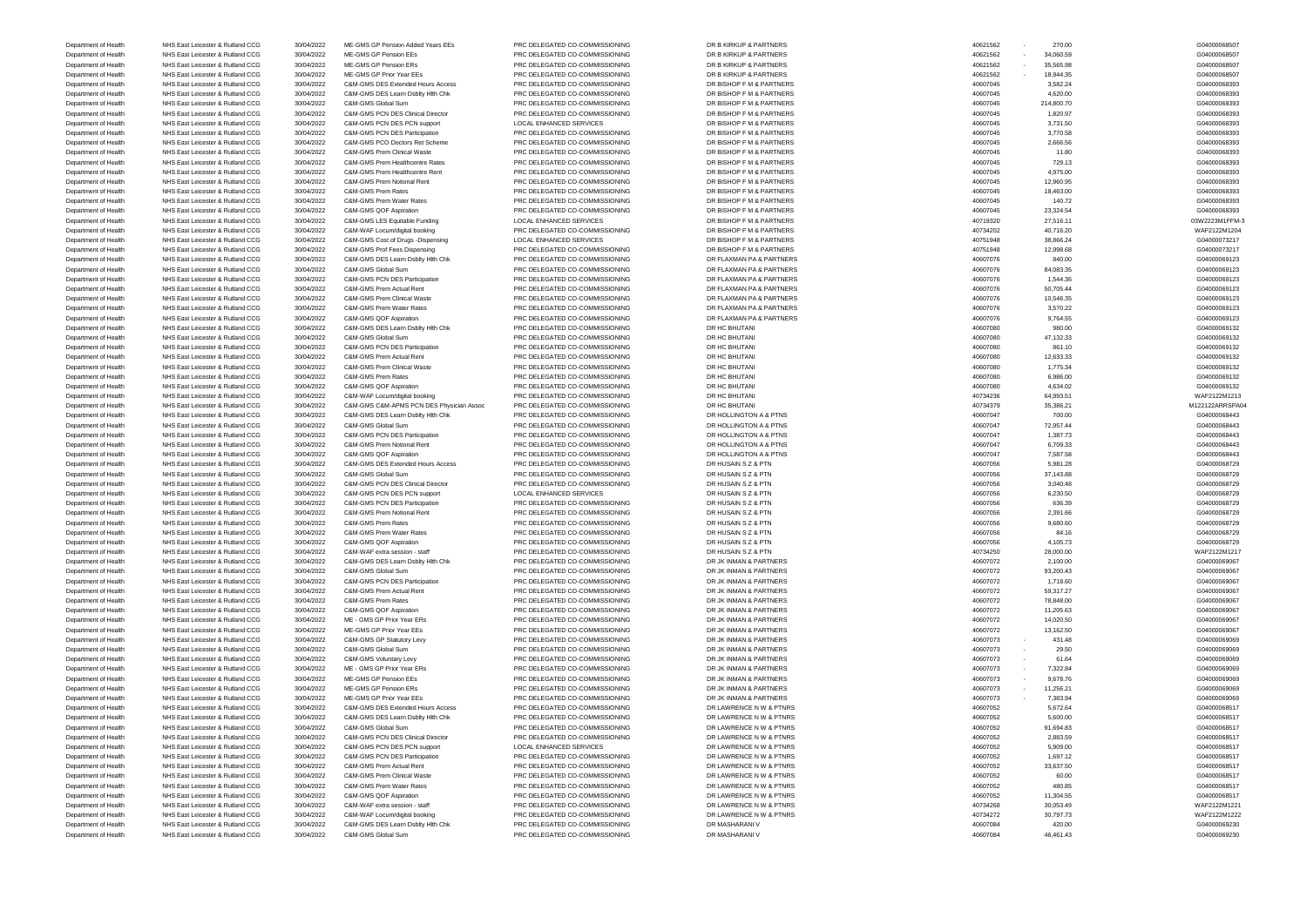| | | | | | | | | |
|---|---|---|---|---|---|---|---|---|
| Department of Health | NHS East Leicester & Rutland CCG | 30/04/2022 | ME-GMS GP Pension Added Years EEs | PRC DELEGATED CO-COMMISSIONING | DR B KIRKUP & PARTNERS | 40621562 | - 270.00 | G04000068507 |
| Department of Health | NHS East Leicester & Rutland CCG | 30/04/2022 | ME-GMS GP Pension EEs | PRC DELEGATED CO-COMMISSIONING | DR B KIRKUP & PARTNERS | 40621562 | - 34,060.59 | G04000068507 |
| Department of Health | NHS East Leicester & Rutland CCG | 30/04/2022 | ME-GMS GP Pension ERs | PRC DELEGATED CO-COMMISSIONING | DR B KIRKUP & PARTNERS | 40621562 | - 35,565.98 | G04000068507 |
| Department of Health | NHS East Leicester & Rutland CCG | 30/04/2022 | ME-GMS GP Prior Year EEs | PRC DELEGATED CO-COMMISSIONING | DR B KIRKUP & PARTNERS | 40621562 | - 18,944.35 | G04000068507 |
| Department of Health | NHS East Leicester & Rutland CCG | 30/04/2022 | C&M-GMS DES Extended Hours Access | PRC DELEGATED CO-COMMISSIONING | DR BISHOP F M & PARTNERS | 40607045 | 3,582.24 | G04000068393 |
| Department of Health | NHS East Leicester & Rutland CCG | 30/04/2022 | C&M-GMS DES Learn Dsblty Hlth Chk | PRC DELEGATED CO-COMMISSIONING | DR BISHOP F M & PARTNERS | 40607045 | 4,620.00 | G04000068393 |
| Department of Health | NHS East Leicester & Rutland CCG | 30/04/2022 | C&M-GMS Global Sum | PRC DELEGATED CO-COMMISSIONING | DR BISHOP F M & PARTNERS | 40607045 | 214,800.70 | G04000068393 |
| Department of Health | NHS East Leicester & Rutland CCG | 30/04/2022 | C&M-GMS PCN DES Clinical Director | PRC DELEGATED CO-COMMISSIONING | DR BISHOP F M & PARTNERS | 40607045 | 1,820.97 | G04000068393 |
| Department of Health | NHS East Leicester & Rutland CCG | 30/04/2022 | C&M-GMS PCN DES PCN support | LOCAL ENHANCED SERVICES | DR BISHOP F M & PARTNERS | 40607045 | 3,731.50 | G04000068393 |
| Department of Health | NHS East Leicester & Rutland CCG | 30/04/2022 | C&M-GMS PCN DES Participation | PRC DELEGATED CO-COMMISSIONING | DR BISHOP F M & PARTNERS | 40607045 | 3,770.58 | G04000068393 |
| Department of Health | NHS East Leicester & Rutland CCG | 30/04/2022 | C&M-GMS PCO Doctors Ret Scheme | PRC DELEGATED CO-COMMISSIONING | DR BISHOP F M & PARTNERS | 40607045 | 2,666.56 | G04000068393 |
| Department of Health | NHS East Leicester & Rutland CCG | 30/04/2022 | C&M-GMS Prem Clinical Waste | PRC DELEGATED CO-COMMISSIONING | DR BISHOP F M & PARTNERS | 40607045 | 11.80 | G04000068393 |
| Department of Health | NHS East Leicester & Rutland CCG | 30/04/2022 | C&M-GMS Prem Healthcentre Rates | PRC DELEGATED CO-COMMISSIONING | DR BISHOP F M & PARTNERS | 40607045 | 729.13 | G04000068393 |
| Department of Health | NHS East Leicester & Rutland CCG | 30/04/2022 | C&M-GMS Prem Healthcentre Rent | PRC DELEGATED CO-COMMISSIONING | DR BISHOP F M & PARTNERS | 40607045 | 4,975.00 | G04000068393 |
| Department of Health | NHS East Leicester & Rutland CCG | 30/04/2022 | C&M-GMS Prem Notional Rent | PRC DELEGATED CO-COMMISSIONING | DR BISHOP F M & PARTNERS | 40607045 | 12,960.95 | G04000068393 |
| Department of Health | NHS East Leicester & Rutland CCG | 30/04/2022 | C&M-GMS Prem Rates | PRC DELEGATED CO-COMMISSIONING | DR BISHOP F M & PARTNERS | 40607045 | 18,463.00 | G04000068393 |
| Department of Health | NHS East Leicester & Rutland CCG | 30/04/2022 | C&M-GMS Prem Water Rates | PRC DELEGATED CO-COMMISSIONING | DR BISHOP F M & PARTNERS | 40607045 | 140.72 | G04000068393 |
| Department of Health | NHS East Leicester & Rutland CCG | 30/04/2022 | C&M-GMS QOF Aspiration | PRC DELEGATED CO-COMMISSIONING | DR BISHOP F M & PARTNERS | 40607045 | 23,324.54 | G04000068393 |
| Department of Health | NHS East Leicester & Rutland CCG | 30/04/2022 | C&M-GMS LES Equitable Funding | LOCAL ENHANCED SERVICES | DR BISHOP F M & PARTNERS | 40719320 | 27,516.11 | 03W2223M1FFM-3 |
| Department of Health | NHS East Leicester & Rutland CCG | 30/04/2022 | C&M-WAF Locum/digital booking | PRC DELEGATED CO-COMMISSIONING | DR BISHOP F M & PARTNERS | 40734202 | 40,716.20 | WAF2122M1204 |
| Department of Health | NHS East Leicester & Rutland CCG | 30/04/2022 | C&M-GMS Cost of Drugs -Dispensing | LOCAL ENHANCED SERVICES | DR BISHOP F M & PARTNERS | 40751948 | 38,866.24 | G04000073217 |
| Department of Health | NHS East Leicester & Rutland CCG | 30/04/2022 | C&M-GMS Prof Fees Dispensing | PRC DELEGATED CO-COMMISSIONING | DR BISHOP F M & PARTNERS | 40751948 | 12,998.68 | G04000073217 |
| Department of Health | NHS East Leicester & Rutland CCG | 30/04/2022 | C&M-GMS DES Learn Dsblty Hlth Chk | PRC DELEGATED CO-COMMISSIONING | DR FLAXMAN PA & PARTNERS | 40607076 | 840.00 | G04000069123 |
| Department of Health | NHS East Leicester & Rutland CCG | 30/04/2022 | C&M-GMS Global Sum | PRC DELEGATED CO-COMMISSIONING | DR FLAXMAN PA & PARTNERS | 40607076 | 84,083.35 | G04000069123 |
| Department of Health | NHS East Leicester & Rutland CCG | 30/04/2022 | C&M-GMS PCN DES Participation | PRC DELEGATED CO-COMMISSIONING | DR FLAXMAN PA & PARTNERS | 40607076 | 1,544.36 | G04000069123 |
| Department of Health | NHS East Leicester & Rutland CCG | 30/04/2022 | C&M-GMS Prem Actual Rent | PRC DELEGATED CO-COMMISSIONING | DR FLAXMAN PA & PARTNERS | 40607076 | 50,705.44 | G04000069123 |
| Department of Health | NHS East Leicester & Rutland CCG | 30/04/2022 | C&M-GMS Prem Clinical Waste | PRC DELEGATED CO-COMMISSIONING | DR FLAXMAN PA & PARTNERS | 40607076 | 10,546.35 | G04000069123 |
| Department of Health | NHS East Leicester & Rutland CCG | 30/04/2022 | C&M-GMS Prem Water Rates | PRC DELEGATED CO-COMMISSIONING | DR FLAXMAN PA & PARTNERS | 40607076 | 3,570.22 | G04000069123 |
| Department of Health | NHS East Leicester & Rutland CCG | 30/04/2022 | C&M-GMS QOF Aspiration | PRC DELEGATED CO-COMMISSIONING | DR FLAXMAN PA & PARTNERS | 40607076 | 9,764.55 | G04000069123 |
| Department of Health | NHS East Leicester & Rutland CCG | 30/04/2022 | C&M-GMS DES Learn Dsblty Hlth Chk | PRC DELEGATED CO-COMMISSIONING | DR HC BHUTANI | 40607080 | 980.00 | G04000069132 |
| Department of Health | NHS East Leicester & Rutland CCG | 30/04/2022 | C&M-GMS Global Sum | PRC DELEGATED CO-COMMISSIONING | DR HC BHUTANI | 40607080 | 47,132.33 | G04000069132 |
| Department of Health | NHS East Leicester & Rutland CCG | 30/04/2022 | C&M-GMS PCN DES Participation | PRC DELEGATED CO-COMMISSIONING | DR HC BHUTANI | 40607080 | 861.10 | G04000069132 |
| Department of Health | NHS East Leicester & Rutland CCG | 30/04/2022 | C&M-GMS Prem Actual Rent | PRC DELEGATED CO-COMMISSIONING | DR HC BHUTANI | 40607080 | 12,633.33 | G04000069132 |
| Department of Health | NHS East Leicester & Rutland CCG | 30/04/2022 | C&M-GMS Prem Clinical Waste | PRC DELEGATED CO-COMMISSIONING | DR HC BHUTANI | 40607080 | 1,775.34 | G04000069132 |
| Department of Health | NHS East Leicester & Rutland CCG | 30/04/2022 | C&M-GMS Prem Rates | PRC DELEGATED CO-COMMISSIONING | DR HC BHUTANI | 40607080 | 6,986.00 | G04000069132 |
| Department of Health | NHS East Leicester & Rutland CCG | 30/04/2022 | C&M-GMS QOF Aspiration | PRC DELEGATED CO-COMMISSIONING | DR HC BHUTANI | 40607080 | 4,634.02 | G04000069132 |
| Department of Health | NHS East Leicester & Rutland CCG | 30/04/2022 | C&M-WAF Locum/digital booking | PRC DELEGATED CO-COMMISSIONING | DR HC BHUTANI | 40734236 | 64,993.51 | WAF2122M1213 |
| Department of Health | NHS East Leicester & Rutland CCG | 30/04/2022 | C&M-GMS C&M-APMS PCN DES Physician Assoc | PRC DELEGATED CO-COMMISSIONING | DR HC BHUTANI | 40734379 | 35,386.21 | M122122ARRSPA04 |
| Department of Health | NHS East Leicester & Rutland CCG | 30/04/2022 | C&M-GMS DES Learn Dsblty Hlth Chk | PRC DELEGATED CO-COMMISSIONING | DR HOLLINGTON A & PTNS | 40607047 | 700.00 | G04000068443 |
| Department of Health | NHS East Leicester & Rutland CCG | 30/04/2022 | C&M-GMS Global Sum | PRC DELEGATED CO-COMMISSIONING | DR HOLLINGTON A & PTNS | 40607047 | 72,957.44 | G04000068443 |
| Department of Health | NHS East Leicester & Rutland CCG | 30/04/2022 | C&M-GMS PCN DES Participation | PRC DELEGATED CO-COMMISSIONING | DR HOLLINGTON A & PTNS | 40607047 | 1,387.73 | G04000068443 |
| Department of Health | NHS East Leicester & Rutland CCG | 30/04/2022 | C&M-GMS Prem Notional Rent | PRC DELEGATED CO-COMMISSIONING | DR HOLLINGTON A & PTNS | 40607047 | 6,709.33 | G04000068443 |
| Department of Health | NHS East Leicester & Rutland CCG | 30/04/2022 | C&M-GMS QOF Aspiration | PRC DELEGATED CO-COMMISSIONING | DR HOLLINGTON A & PTNS | 40607047 | 7,587.58 | G04000068443 |
| Department of Health | NHS East Leicester & Rutland CCG | 30/04/2022 | C&M-GMS DES Extended Hours Access | PRC DELEGATED CO-COMMISSIONING | DR HUSAIN S Z & PTN | 40607056 | 5,981.28 | G04000068729 |
| Department of Health | NHS East Leicester & Rutland CCG | 30/04/2022 | C&M-GMS Global Sum | PRC DELEGATED CO-COMMISSIONING | DR HUSAIN S Z & PTN | 40607056 | 37,143.88 | G04000068729 |
| Department of Health | NHS East Leicester & Rutland CCG | 30/04/2022 | C&M-GMS PCN DES Clinical Director | PRC DELEGATED CO-COMMISSIONING | DR HUSAIN S Z & PTN | 40607056 | 3,040.48 | G04000068729 |
| Department of Health | NHS East Leicester & Rutland CCG | 30/04/2022 | C&M-GMS PCN DES PCN support | LOCAL ENHANCED SERVICES | DR HUSAIN S Z & PTN | 40607056 | 6,230.50 | G04000068729 |
| Department of Health | NHS East Leicester & Rutland CCG | 30/04/2022 | C&M-GMS PCN DES Participation | PRC DELEGATED CO-COMMISSIONING | DR HUSAIN S Z & PTN | 40607056 | 636.39 | G04000068729 |
| Department of Health | NHS East Leicester & Rutland CCG | 30/04/2022 | C&M-GMS Prem Notional Rent | PRC DELEGATED CO-COMMISSIONING | DR HUSAIN S Z & PTN | 40607056 | 2,391.66 | G04000068729 |
| Department of Health | NHS East Leicester & Rutland CCG | 30/04/2022 | C&M-GMS Prem Rates | PRC DELEGATED CO-COMMISSIONING | DR HUSAIN S Z & PTN | 40607056 | 9,680.60 | G04000068729 |
| Department of Health | NHS East Leicester & Rutland CCG | 30/04/2022 | C&M-GMS Prem Water Rates | PRC DELEGATED CO-COMMISSIONING | DR HUSAIN S Z & PTN | 40607056 | 84.16 | G04000068729 |
| Department of Health | NHS East Leicester & Rutland CCG | 30/04/2022 | C&M-GMS QOF Aspiration | PRC DELEGATED CO-COMMISSIONING | DR HUSAIN S Z & PTN | 40607056 | 4,105.73 | G04000068729 |
| Department of Health | NHS East Leicester & Rutland CCG | 30/04/2022 | C&M-WAF extra session - staff | PRC DELEGATED CO-COMMISSIONING | DR HUSAIN S Z & PTN | 40734250 | 28,000.00 | WAF2122M1217 |
| Department of Health | NHS East Leicester & Rutland CCG | 30/04/2022 | C&M-GMS DES Learn Dsblty Hlth Chk | PRC DELEGATED CO-COMMISSIONING | DR JK INMAN & PARTNERS | 40607072 | 2,100.00 | G04000069067 |
| Department of Health | NHS East Leicester & Rutland CCG | 30/04/2022 | C&M-GMS Global Sum | PRC DELEGATED CO-COMMISSIONING | DR JK INMAN & PARTNERS | 40607072 | 93,200.43 | G04000069067 |
| Department of Health | NHS East Leicester & Rutland CCG | 30/04/2022 | C&M-GMS PCN DES Participation | PRC DELEGATED CO-COMMISSIONING | DR JK INMAN & PARTNERS | 40607072 | 1,718.60 | G04000069067 |
| Department of Health | NHS East Leicester & Rutland CCG | 30/04/2022 | C&M-GMS Prem Actual Rent | PRC DELEGATED CO-COMMISSIONING | DR JK INMAN & PARTNERS | 40607072 | 59,317.27 | G04000069067 |
| Department of Health | NHS East Leicester & Rutland CCG | 30/04/2022 | C&M-GMS Prem Rates | PRC DELEGATED CO-COMMISSIONING | DR JK INMAN & PARTNERS | 40607072 | 78,848.00 | G04000069067 |
| Department of Health | NHS East Leicester & Rutland CCG | 30/04/2022 | C&M-GMS QOF Aspiration | PRC DELEGATED CO-COMMISSIONING | DR JK INMAN & PARTNERS | 40607072 | 11,205.63 | G04000069067 |
| Department of Health | NHS East Leicester & Rutland CCG | 30/04/2022 | ME - GMS GP Prior Year ERs | PRC DELEGATED CO-COMMISSIONING | DR JK INMAN & PARTNERS | 40607072 | 14,020.50 | G04000069067 |
| Department of Health | NHS East Leicester & Rutland CCG | 30/04/2022 | ME-GMS GP Prior Year EEs | PRC DELEGATED CO-COMMISSIONING | DR JK INMAN & PARTNERS | 40607072 | 13,162.50 | G04000069067 |
| Department of Health | NHS East Leicester & Rutland CCG | 30/04/2022 | C&M-GMS GP Statutory Levy | PRC DELEGATED CO-COMMISSIONING | DR JK INMAN & PARTNERS | 40607073 | - 431.48 | G04000069069 |
| Department of Health | NHS East Leicester & Rutland CCG | 30/04/2022 | C&M-GMS Global Sum | PRC DELEGATED CO-COMMISSIONING | DR JK INMAN & PARTNERS | 40607073 | - 29.50 | G04000069069 |
| Department of Health | NHS East Leicester & Rutland CCG | 30/04/2022 | C&M-GMS Voluntary Levy | PRC DELEGATED CO-COMMISSIONING | DR JK INMAN & PARTNERS | 40607073 | - 61.64 | G04000069069 |
| Department of Health | NHS East Leicester & Rutland CCG | 30/04/2022 | ME - GMS GP Prior Year ERs | PRC DELEGATED CO-COMMISSIONING | DR JK INMAN & PARTNERS | 40607073 | - 7,322.84 | G04000069069 |
| Department of Health | NHS East Leicester & Rutland CCG | 30/04/2022 | ME-GMS GP Pension EEs | PRC DELEGATED CO-COMMISSIONING | DR JK INMAN & PARTNERS | 40607073 | - 9,678.76 | G04000069069 |
| Department of Health | NHS East Leicester & Rutland CCG | 30/04/2022 | ME-GMS GP Pension ERs | PRC DELEGATED CO-COMMISSIONING | DR JK INMAN & PARTNERS | 40607073 | - 11,256.21 | G04000069069 |
| Department of Health | NHS East Leicester & Rutland CCG | 30/04/2022 | ME-GMS GP Prior Year EEs | PRC DELEGATED CO-COMMISSIONING | DR JK INMAN & PARTNERS | 40607073 | - 7,383.94 | G04000069069 |
| Department of Health | NHS East Leicester & Rutland CCG | 30/04/2022 | C&M-GMS DES Extended Hours Access | PRC DELEGATED CO-COMMISSIONING | DR LAWRENCE N W & PTNRS | 40607052 | 5,672.64 | G04000068517 |
| Department of Health | NHS East Leicester & Rutland CCG | 30/04/2022 | C&M-GMS DES Learn Dsblty Hlth Chk | PRC DELEGATED CO-COMMISSIONING | DR LAWRENCE N W & PTNRS | 40607052 | 5,600.00 | G04000068517 |
| Department of Health | NHS East Leicester & Rutland CCG | 30/04/2022 | C&M-GMS Global Sum | PRC DELEGATED CO-COMMISSIONING | DR LAWRENCE N W & PTNRS | 40607052 | 91,694.83 | G04000068517 |
| Department of Health | NHS East Leicester & Rutland CCG | 30/04/2022 | C&M-GMS PCN DES Clinical Director | PRC DELEGATED CO-COMMISSIONING | DR LAWRENCE N W & PTNRS | 40607052 | 2,883.59 | G04000068517 |
| Department of Health | NHS East Leicester & Rutland CCG | 30/04/2022 | C&M-GMS PCN DES PCN support | LOCAL ENHANCED SERVICES | DR LAWRENCE N W & PTNRS | 40607052 | 5,909.00 | G04000068517 |
| Department of Health | NHS East Leicester & Rutland CCG | 30/04/2022 | C&M-GMS PCN DES Participation | PRC DELEGATED CO-COMMISSIONING | DR LAWRENCE N W & PTNRS | 40607052 | 1,697.12 | G04000068517 |
| Department of Health | NHS East Leicester & Rutland CCG | 30/04/2022 | C&M-GMS Prem Actual Rent | PRC DELEGATED CO-COMMISSIONING | DR LAWRENCE N W & PTNRS | 40607052 | 33,637.50 | G04000068517 |
| Department of Health | NHS East Leicester & Rutland CCG | 30/04/2022 | C&M-GMS Prem Clinical Waste | PRC DELEGATED CO-COMMISSIONING | DR LAWRENCE N W & PTNRS | 40607052 | 60.00 | G04000068517 |
| Department of Health | NHS East Leicester & Rutland CCG | 30/04/2022 | C&M-GMS Prem Water Rates | PRC DELEGATED CO-COMMISSIONING | DR LAWRENCE N W & PTNRS | 40607052 | 480.85 | G04000068517 |
| Department of Health | NHS East Leicester & Rutland CCG | 30/04/2022 | C&M-GMS QOF Aspiration | PRC DELEGATED CO-COMMISSIONING | DR LAWRENCE N W & PTNRS | 40607052 | 11,304.55 | G04000068517 |
| Department of Health | NHS East Leicester & Rutland CCG | 30/04/2022 | C&M-WAF extra session - staff | PRC DELEGATED CO-COMMISSIONING | DR LAWRENCE N W & PTNRS | 40734268 | 30,053.49 | WAF2122M1221 |
| Department of Health | NHS East Leicester & Rutland CCG | 30/04/2022 | C&M-WAF Locum/digital booking | PRC DELEGATED CO-COMMISSIONING | DR LAWRENCE N W & PTNRS | 40734272 | 30,797.73 | WAF2122M1222 |
| Department of Health | NHS East Leicester & Rutland CCG | 30/04/2022 | C&M-GMS DES Learn Dsblty Hlth Chk | PRC DELEGATED CO-COMMISSIONING | DR MASHARANI V | 40607084 | 420.00 | G04000069230 |
| Department of Health | NHS East Leicester & Rutland CCG | 30/04/2022 | C&M-GMS Global Sum | PRC DELEGATED CO-COMMISSIONING | DR MASHARANI V | 40607084 | 46,461.43 | G04000069230 |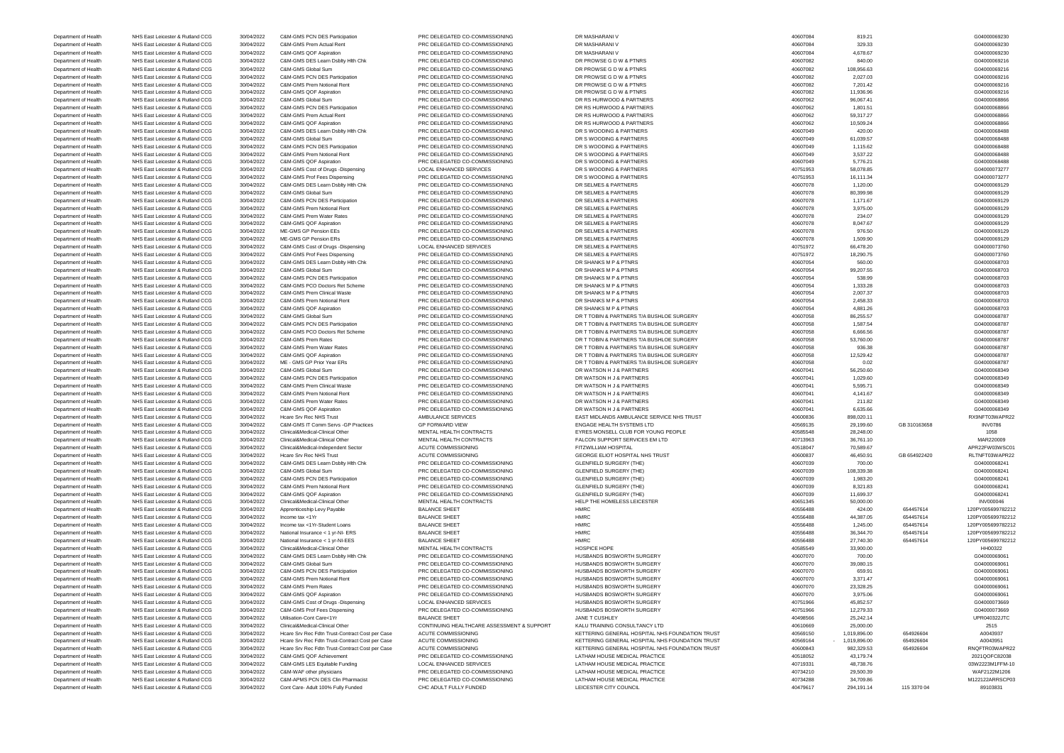| | | | | | | | | | |
|---|---|---|---|---|---|---|---|---|---|
| Department of Health | NHS East Leicester & Rutland CCG | 30/04/2022 | C&M-GMS PCN DES Participation | PRC DELEGATED CO-COMMISSIONING | DR MASHARANI V | 40607084 | 819.21 | | G04000069230 |
| Department of Health | NHS East Leicester & Rutland CCG | 30/04/2022 | C&M-GMS Prem Actual Rent | PRC DELEGATED CO-COMMISSIONING | DR MASHARANI V | 40607084 | 329.33 | | G04000069230 |
| Department of Health | NHS East Leicester & Rutland CCG | 30/04/2022 | C&M-GMS QOF Aspiration | PRC DELEGATED CO-COMMISSIONING | DR MASHARANI V | 40607084 | 4,678.67 | | G04000069230 |
| Department of Health | NHS East Leicester & Rutland CCG | 30/04/2022 | C&M-GMS DES Learn Dsblty Hlth Chk | PRC DELEGATED CO-COMMISSIONING | DR PROWSE G D W & PTNRS | 40607082 | 840.00 | | G04000069216 |
| Department of Health | NHS East Leicester & Rutland CCG | 30/04/2022 | C&M-GMS Global Sum | PRC DELEGATED CO-COMMISSIONING | DR PROWSE G D W & PTNRS | 40607082 | 108,956.63 | | G04000069216 |
| Department of Health | NHS East Leicester & Rutland CCG | 30/04/2022 | C&M-GMS PCN DES Participation | PRC DELEGATED CO-COMMISSIONING | DR PROWSE G D W & PTNRS | 40607082 | 2,027.03 | | G04000069216 |
| Department of Health | NHS East Leicester & Rutland CCG | 30/04/2022 | C&M-GMS Prem Notional Rent | PRC DELEGATED CO-COMMISSIONING | DR PROWSE G D W & PTNRS | 40607082 | 7,201.42 | | G04000069216 |
| Department of Health | NHS East Leicester & Rutland CCG | 30/04/2022 | C&M-GMS QOF Aspiration | PRC DELEGATED CO-COMMISSIONING | DR PROWSE G D W & PTNRS | 40607082 | 11,936.96 | | G04000069216 |
| Department of Health | NHS East Leicester & Rutland CCG | 30/04/2022 | C&M-GMS Global Sum | PRC DELEGATED CO-COMMISSIONING | DR RS HURWOOD & PARTNERS | 40607062 | 96,067.41 | | G04000068866 |
| Department of Health | NHS East Leicester & Rutland CCG | 30/04/2022 | C&M-GMS PCN DES Participation | PRC DELEGATED CO-COMMISSIONING | DR RS HURWOOD & PARTNERS | 40607062 | 1,801.51 | | G04000068866 |
| Department of Health | NHS East Leicester & Rutland CCG | 30/04/2022 | C&M-GMS Prem Actual Rent | PRC DELEGATED CO-COMMISSIONING | DR RS HURWOOD & PARTNERS | 40607062 | 59,317.27 | | G04000068866 |
| Department of Health | NHS East Leicester & Rutland CCG | 30/04/2022 | C&M-GMS QOF Aspiration | PRC DELEGATED CO-COMMISSIONING | DR RS HURWOOD & PARTNERS | 40607062 | 10,509.24 | | G04000068866 |
| Department of Health | NHS East Leicester & Rutland CCG | 30/04/2022 | C&M-GMS DES Learn Dsblty Hlth Chk | PRC DELEGATED CO-COMMISSIONING | DR S WOODING & PARTNERS | 40607049 | 420.00 | | G04000068488 |
| Department of Health | NHS East Leicester & Rutland CCG | 30/04/2022 | C&M-GMS Global Sum | PRC DELEGATED CO-COMMISSIONING | DR S WOODING & PARTNERS | 40607049 | 61,039.57 | | G04000068488 |
| Department of Health | NHS East Leicester & Rutland CCG | 30/04/2022 | C&M-GMS PCN DES Participation | PRC DELEGATED CO-COMMISSIONING | DR S WOODING & PARTNERS | 40607049 | 1,115.62 | | G04000068488 |
| Department of Health | NHS East Leicester & Rutland CCG | 30/04/2022 | C&M-GMS Prem Notional Rent | PRC DELEGATED CO-COMMISSIONING | DR S WOODING & PARTNERS | 40607049 | 3,537.22 | | G04000068488 |
| Department of Health | NHS East Leicester & Rutland CCG | 30/04/2022 | C&M-GMS QOF Aspiration | PRC DELEGATED CO-COMMISSIONING | DR S WOODING & PARTNERS | 40607049 | 5,776.21 | | G04000068488 |
| Department of Health | NHS East Leicester & Rutland CCG | 30/04/2022 | C&M-GMS Cost of Drugs -Dispensing | LOCAL ENHANCED SERVICES | DR S WOODING & PARTNERS | 40751953 | 58,078.85 | | G04000073277 |
| Department of Health | NHS East Leicester & Rutland CCG | 30/04/2022 | C&M-GMS Prof Fees Dispensing | PRC DELEGATED CO-COMMISSIONING | DR S WOODING & PARTNERS | 40751953 | 16,111.34 | | G04000073277 |
| Department of Health | NHS East Leicester & Rutland CCG | 30/04/2022 | C&M-GMS DES Learn Dsblty Hlth Chk | PRC DELEGATED CO-COMMISSIONING | DR SELMES & PARTNERS | 40607078 | 1,120.00 | | G04000069129 |
| Department of Health | NHS East Leicester & Rutland CCG | 30/04/2022 | C&M-GMS Global Sum | PRC DELEGATED CO-COMMISSIONING | DR SELMES & PARTNERS | 40607078 | 80,399.98 | | G04000069129 |
| Department of Health | NHS East Leicester & Rutland CCG | 30/04/2022 | C&M-GMS PCN DES Participation | PRC DELEGATED CO-COMMISSIONING | DR SELMES & PARTNERS | 40607078 | 1,171.67 | | G04000069129 |
| Department of Health | NHS East Leicester & Rutland CCG | 30/04/2022 | C&M-GMS Prem Notional Rent | PRC DELEGATED CO-COMMISSIONING | DR SELMES & PARTNERS | 40607078 | 3,975.00 | | G04000069129 |
| Department of Health | NHS East Leicester & Rutland CCG | 30/04/2022 | C&M-GMS Prem Water Rates | PRC DELEGATED CO-COMMISSIONING | DR SELMES & PARTNERS | 40607078 | 234.07 | | G04000069129 |
| Department of Health | NHS East Leicester & Rutland CCG | 30/04/2022 | C&M-GMS QOF Aspiration | PRC DELEGATED CO-COMMISSIONING | DR SELMES & PARTNERS | 40607078 | 8,047.67 | | G04000069129 |
| Department of Health | NHS East Leicester & Rutland CCG | 30/04/2022 | ME-GMS GP Pension EEs | PRC DELEGATED CO-COMMISSIONING | DR SELMES & PARTNERS | 40607078 | 976.50 | | G04000069129 |
| Department of Health | NHS East Leicester & Rutland CCG | 30/04/2022 | ME-GMS GP Pension ERs | PRC DELEGATED CO-COMMISSIONING | DR SELMES & PARTNERS | 40607078 | 1,509.90 | | G04000069129 |
| Department of Health | NHS East Leicester & Rutland CCG | 30/04/2022 | C&M-GMS Cost of Drugs -Dispensing | LOCAL ENHANCED SERVICES | DR SELMES & PARTNERS | 40751972 | 66,478.20 | | G04000073760 |
| Department of Health | NHS East Leicester & Rutland CCG | 30/04/2022 | C&M-GMS Prof Fees Dispensing | PRC DELEGATED CO-COMMISSIONING | DR SELMES & PARTNERS | 40751972 | 18,290.75 | | G04000073760 |
| Department of Health | NHS East Leicester & Rutland CCG | 30/04/2022 | C&M-GMS DES Learn Dsblty Hlth Chk | PRC DELEGATED CO-COMMISSIONING | DR SHANKS M P & PTNRS | 40607054 | 560.00 | | G04000068703 |
| Department of Health | NHS East Leicester & Rutland CCG | 30/04/2022 | C&M-GMS Global Sum | PRC DELEGATED CO-COMMISSIONING | DR SHANKS M P & PTNRS | 40607054 | 99,207.55 | | G04000068703 |
| Department of Health | NHS East Leicester & Rutland CCG | 30/04/2022 | C&M-GMS PCN DES Participation | PRC DELEGATED CO-COMMISSIONING | DR SHANKS M P & PTNRS | 40607054 | 538.99 | | G04000068703 |
| Department of Health | NHS East Leicester & Rutland CCG | 30/04/2022 | C&M-GMS PCO Doctors Ret Scheme | PRC DELEGATED CO-COMMISSIONING | DR SHANKS M P & PTNRS | 40607054 | 1,333.28 | | G04000068703 |
| Department of Health | NHS East Leicester & Rutland CCG | 30/04/2022 | C&M-GMS Prem Clinical Waste | PRC DELEGATED CO-COMMISSIONING | DR SHANKS M P & PTNRS | 40607054 | 2,007.37 | | G04000068703 |
| Department of Health | NHS East Leicester & Rutland CCG | 30/04/2022 | C&M-GMS Prem Notional Rent | PRC DELEGATED CO-COMMISSIONING | DR SHANKS M P & PTNRS | 40607054 | 2,458.33 | | G04000068703 |
| Department of Health | NHS East Leicester & Rutland CCG | 30/04/2022 | C&M-GMS QOF Aspiration | PRC DELEGATED CO-COMMISSIONING | DR SHANKS M P & PTNRS | 40607054 | 4,881.26 | | G04000068703 |
| Department of Health | NHS East Leicester & Rutland CCG | 30/04/2022 | C&M-GMS Global Sum | PRC DELEGATED CO-COMMISSIONING | DR T TOBIN & PARTNERS T/A BUSHLOE SURGERY | 40607058 | 86,255.57 | | G04000068787 |
| Department of Health | NHS East Leicester & Rutland CCG | 30/04/2022 | C&M-GMS PCN DES Participation | PRC DELEGATED CO-COMMISSIONING | DR T TOBIN & PARTNERS T/A BUSHLOE SURGERY | 40607058 | 1,587.54 | | G04000068787 |
| Department of Health | NHS East Leicester & Rutland CCG | 30/04/2022 | C&M-GMS PCO Doctors Ret Scheme | PRC DELEGATED CO-COMMISSIONING | DR T TOBIN & PARTNERS T/A BUSHLOE SURGERY | 40607058 | 6,666.56 | | G04000068787 |
| Department of Health | NHS East Leicester & Rutland CCG | 30/04/2022 | C&M-GMS Prem Rates | PRC DELEGATED CO-COMMISSIONING | DR T TOBIN & PARTNERS T/A BUSHLOE SURGERY | 40607058 | 53,760.00 | | G04000068787 |
| Department of Health | NHS East Leicester & Rutland CCG | 30/04/2022 | C&M-GMS Prem Water Rates | PRC DELEGATED CO-COMMISSIONING | DR T TOBIN & PARTNERS T/A BUSHLOE SURGERY | 40607058 | 936.38 | | G04000068787 |
| Department of Health | NHS East Leicester & Rutland CCG | 30/04/2022 | C&M-GMS QOF Aspiration | PRC DELEGATED CO-COMMISSIONING | DR T TOBIN & PARTNERS T/A BUSHLOE SURGERY | 40607058 | 12,529.42 | | G04000068787 |
| Department of Health | NHS East Leicester & Rutland CCG | 30/04/2022 | ME - GMS GP Prior Year ERs | PRC DELEGATED CO-COMMISSIONING | DR T TOBIN & PARTNERS T/A BUSHLOE SURGERY | 40607058 | 0.02 | | G04000068787 |
| Department of Health | NHS East Leicester & Rutland CCG | 30/04/2022 | C&M-GMS Global Sum | PRC DELEGATED CO-COMMISSIONING | DR WATSON H J & PARTNERS | 40607041 | 56,250.60 | | G04000068349 |
| Department of Health | NHS East Leicester & Rutland CCG | 30/04/2022 | C&M-GMS PCN DES Participation | PRC DELEGATED CO-COMMISSIONING | DR WATSON H J & PARTNERS | 40607041 | 1,029.60 | | G04000068349 |
| Department of Health | NHS East Leicester & Rutland CCG | 30/04/2022 | C&M-GMS Prem Clinical Waste | PRC DELEGATED CO-COMMISSIONING | DR WATSON H J & PARTNERS | 40607041 | 5,595.71 | | G04000068349 |
| Department of Health | NHS East Leicester & Rutland CCG | 30/04/2022 | C&M-GMS Prem Notional Rent | PRC DELEGATED CO-COMMISSIONING | DR WATSON H J & PARTNERS | 40607041 | 4,141.67 | | G04000068349 |
| Department of Health | NHS East Leicester & Rutland CCG | 30/04/2022 | C&M-GMS Prem Water Rates | PRC DELEGATED CO-COMMISSIONING | DR WATSON H J & PARTNERS | 40607041 | 211.82 | | G04000068349 |
| Department of Health | NHS East Leicester & Rutland CCG | 30/04/2022 | C&M-GMS QOF Aspiration | PRC DELEGATED CO-COMMISSIONING | DR WATSON H J & PARTNERS | 40607041 | 6,635.66 | | G04000068349 |
| Department of Health | NHS East Leicester & Rutland CCG | 30/04/2022 | Hcare Srv Rec NHS Trust | AMBULANCE SERVICES | EAST MIDLANDS AMBULANCE SERVICE NHS TRUST | 40600836 | 898,020.11 | | RX9NFT03WAPR22 |
| Department of Health | NHS East Leicester & Rutland CCG | 30/04/2022 | C&M-GMS IT Comm Servs -GP Practices | GP FORWARD VIEW | ENGAGE HEALTH SYSTEMS LTD | 40569135 | 29,199.60 | GB 310163658 | INV0786 |
| Department of Health | NHS East Leicester & Rutland CCG | 30/04/2022 | Clinical&Medical-Clinical Other | MENTAL HEALTH CONTRACTS | EYRES MONSELL CLUB FOR YOUNG PEOPLE | 40585548 | 28,248.00 | | 1058 |
| Department of Health | NHS East Leicester & Rutland CCG | 30/04/2022 | Clinical&Medical-Clinical Other | MENTAL HEALTH CONTRACTS | FALCON SUPPORT SERVICES EM LTD | 40713963 | 36,761.10 | | MAR220009 |
| Department of Health | NHS East Leicester & Rutland CCG | 30/04/2022 | Clinical&Medical-Independent Sector | ACUTE COMMISSIONING | FITZWILLIAM HOSPITAL | 40518047 | 70,589.67 | | APR22FW03WSC01 |
| Department of Health | NHS East Leicester & Rutland CCG | 30/04/2022 | Hcare Srv Rec NHS Trust | ACUTE COMMISSIONING | GEORGE ELIOT HOSPITAL NHS TRUST | 40600837 | 46,450.91 | GB 654922420 | RLTNFT03WAPR22 |
| Department of Health | NHS East Leicester & Rutland CCG | 30/04/2022 | C&M-GMS DES Learn Dsblty Hlth Chk | PRC DELEGATED CO-COMMISSIONING | GLENFIELD SURGERY (THE) | 40607039 | 700.00 | | G04000068241 |
| Department of Health | NHS East Leicester & Rutland CCG | 30/04/2022 | C&M-GMS Global Sum | PRC DELEGATED CO-COMMISSIONING | GLENFIELD SURGERY (THE) | 40607039 | 108,339.38 | | G04000068241 |
| Department of Health | NHS East Leicester & Rutland CCG | 30/04/2022 | C&M-GMS PCN DES Participation | PRC DELEGATED CO-COMMISSIONING | GLENFIELD SURGERY (THE) | 40607039 | 1,983.20 | | G04000068241 |
| Department of Health | NHS East Leicester & Rutland CCG | 30/04/2022 | C&M-GMS Prem Notional Rent | PRC DELEGATED CO-COMMISSIONING | GLENFIELD SURGERY (THE) | 40607039 | 8,321.83 | | G04000068241 |
| Department of Health | NHS East Leicester & Rutland CCG | 30/04/2022 | C&M-GMS QOF Aspiration | PRC DELEGATED CO-COMMISSIONING | GLENFIELD SURGERY (THE) | 40607039 | 11,699.37 | | G04000068241 |
| Department of Health | NHS East Leicester & Rutland CCG | 30/04/2022 | Clinical&Medical-Clinical Other | MENTAL HEALTH CONTRACTS | HELP THE HOMELESS LEICESTER | 40651345 | 50,000.00 | | INV000046 |
| Department of Health | NHS East Leicester & Rutland CCG | 30/04/2022 | Apprenticeship Levy Payable | BALANCE SHEET | HMRC | 40556488 | 424.00 | 654457614 | 120PY005699782212 |
| Department of Health | NHS East Leicester & Rutland CCG | 30/04/2022 | Income tax <1Yr | BALANCE SHEET | HMRC | 40556488 | 44,387.05 | 654457614 | 120PY005699782212 |
| Department of Health | NHS East Leicester & Rutland CCG | 30/04/2022 | Income tax <1Yr-Student Loans | BALANCE SHEET | HMRC | 40556488 | 1,245.00 | 654457614 | 120PY005699782212 |
| Department of Health | NHS East Leicester & Rutland CCG | 30/04/2022 | National Insurance < 1 yr-NI- ERS | BALANCE SHEET | HMRC | 40556488 | 36,344.70 | 654457614 | 120PY005699782212 |
| Department of Health | NHS East Leicester & Rutland CCG | 30/04/2022 | National Insurance < 1 yr-NI-EES | BALANCE SHEET | HMRC | 40556488 | 27,740.30 | 654457614 | 120PY005699782212 |
| Department of Health | NHS East Leicester & Rutland CCG | 30/04/2022 | Clinical&Medical-Clinical Other | MENTAL HEALTH CONTRACTS | HOSPICE HOPE | 40585549 | 33,900.00 | | HH00322 |
| Department of Health | NHS East Leicester & Rutland CCG | 30/04/2022 | C&M-GMS DES Learn Dsblty Hlth Chk | PRC DELEGATED CO-COMMISSIONING | HUSBANDS BOSWORTH SURGERY | 40607070 | 700.00 | | G04000069061 |
| Department of Health | NHS East Leicester & Rutland CCG | 30/04/2022 | C&M-GMS Global Sum | PRC DELEGATED CO-COMMISSIONING | HUSBANDS BOSWORTH SURGERY | 40607070 | 39,080.15 | | G04000069061 |
| Department of Health | NHS East Leicester & Rutland CCG | 30/04/2022 | C&M-GMS PCN DES Participation | PRC DELEGATED CO-COMMISSIONING | HUSBANDS BOSWORTH SURGERY | 40607070 | 659.91 | | G04000069061 |
| Department of Health | NHS East Leicester & Rutland CCG | 30/04/2022 | C&M-GMS Prem Notional Rent | PRC DELEGATED CO-COMMISSIONING | HUSBANDS BOSWORTH SURGERY | 40607070 | 3,371.47 | | G04000069061 |
| Department of Health | NHS East Leicester & Rutland CCG | 30/04/2022 | C&M-GMS Prem Rates | PRC DELEGATED CO-COMMISSIONING | HUSBANDS BOSWORTH SURGERY | 40607070 | 23,328.25 | | G04000069061 |
| Department of Health | NHS East Leicester & Rutland CCG | 30/04/2022 | C&M-GMS QOF Aspiration | PRC DELEGATED CO-COMMISSIONING | HUSBANDS BOSWORTH SURGERY | 40607070 | 3,975.06 | | G04000069061 |
| Department of Health | NHS East Leicester & Rutland CCG | 30/04/2022 | C&M-GMS Cost of Drugs -Dispensing | LOCAL ENHANCED SERVICES | HUSBANDS BOSWORTH SURGERY | 40751966 | 45,852.57 | | G04000073669 |
| Department of Health | NHS East Leicester & Rutland CCG | 30/04/2022 | C&M-GMS Prof Fees Dispensing | PRC DELEGATED CO-COMMISSIONING | HUSBANDS BOSWORTH SURGERY | 40751966 | 12,279.33 | | G04000073669 |
| Department of Health | NHS East Leicester & Rutland CCG | 30/04/2022 | Utilisation-Cont Care<1Yr | BALANCE SHEET | JANE T CUSHLEY | 40498566 | 25,242.14 | | UPR040322JTC |
| Department of Health | NHS East Leicester & Rutland CCG | 30/04/2022 | Clinical&Medical-Clinical Other | CONTINUING HEALTHCARE ASSESSMENT & SUPPORT | KALU TRAINING CONSULTANCY LTD | 40610669 | 25,000.00 | | 2515 |
| Department of Health | NHS East Leicester & Rutland CCG | 30/04/2022 | Hcare Srv Rec Fdtn Trust-Contract Cost per Case | ACUTE COMMISSIONING | KETTERING GENERAL HOSPITAL NHS FOUNDATION TRUST | 40569150 | 1,019,896.00 | 654926604 | A0043937 |
| Department of Health | NHS East Leicester & Rutland CCG | 30/04/2022 | Hcare Srv Rec Fdtn Trust-Contract Cost per Case | ACUTE COMMISSIONING | KETTERING GENERAL HOSPITAL NHS FOUNDATION TRUST | 40569164 | - 1,019,896.00 | 654926604 | A0043951 |
| Department of Health | NHS East Leicester & Rutland CCG | 30/04/2022 | Hcare Srv Rec Fdtn Trust-Contract Cost per Case | ACUTE COMMISSIONING | KETTERING GENERAL HOSPITAL NHS FOUNDATION TRUST | 40600843 | 982,329.53 | 654926604 | RNQFTR03WAPR22 |
| Department of Health | NHS East Leicester & Rutland CCG | 30/04/2022 | C&M-GMS QOF Achievement | PRC DELEGATED CO-COMMISSIONING | LATHAM HOUSE MEDICAL PRACTICE | 40518052 | 43,179.74 | | 2021QOFC82038 |
| Department of Health | NHS East Leicester & Rutland CCG | 30/04/2022 | C&M-GMS LES Equitable Funding | LOCAL ENHANCED SERVICES | LATHAM HOUSE MEDICAL PRACTICE | 40719331 | 48,738.76 | | 03W2223M1FFM-10 |
| Department of Health | NHS East Leicester & Rutland CCG | 30/04/2022 | C&M-WAF other physicians | PRC DELEGATED CO-COMMISSIONING | LATHAM HOUSE MEDICAL PRACTICE | 40734210 | 29,500.39 | | WAF2122M1206 |
| Department of Health | NHS East Leicester & Rutland CCG | 30/04/2022 | C&M-APMS PCN DES Clin Pharmacist | PRC DELEGATED CO-COMMISSIONING | LATHAM HOUSE MEDICAL PRACTICE | 40734288 | 34,709.86 | | M122122ARRSCP03 |
| Department of Health | NHS East Leicester & Rutland CCG | 30/04/2022 | Cont Care- Adult 100% Fully Funded | CHC ADULT FULLY FUNDED | LEICESTER CITY COUNCIL | 40479617 | 294,191.14 | 115 3370 04 | 89103831 |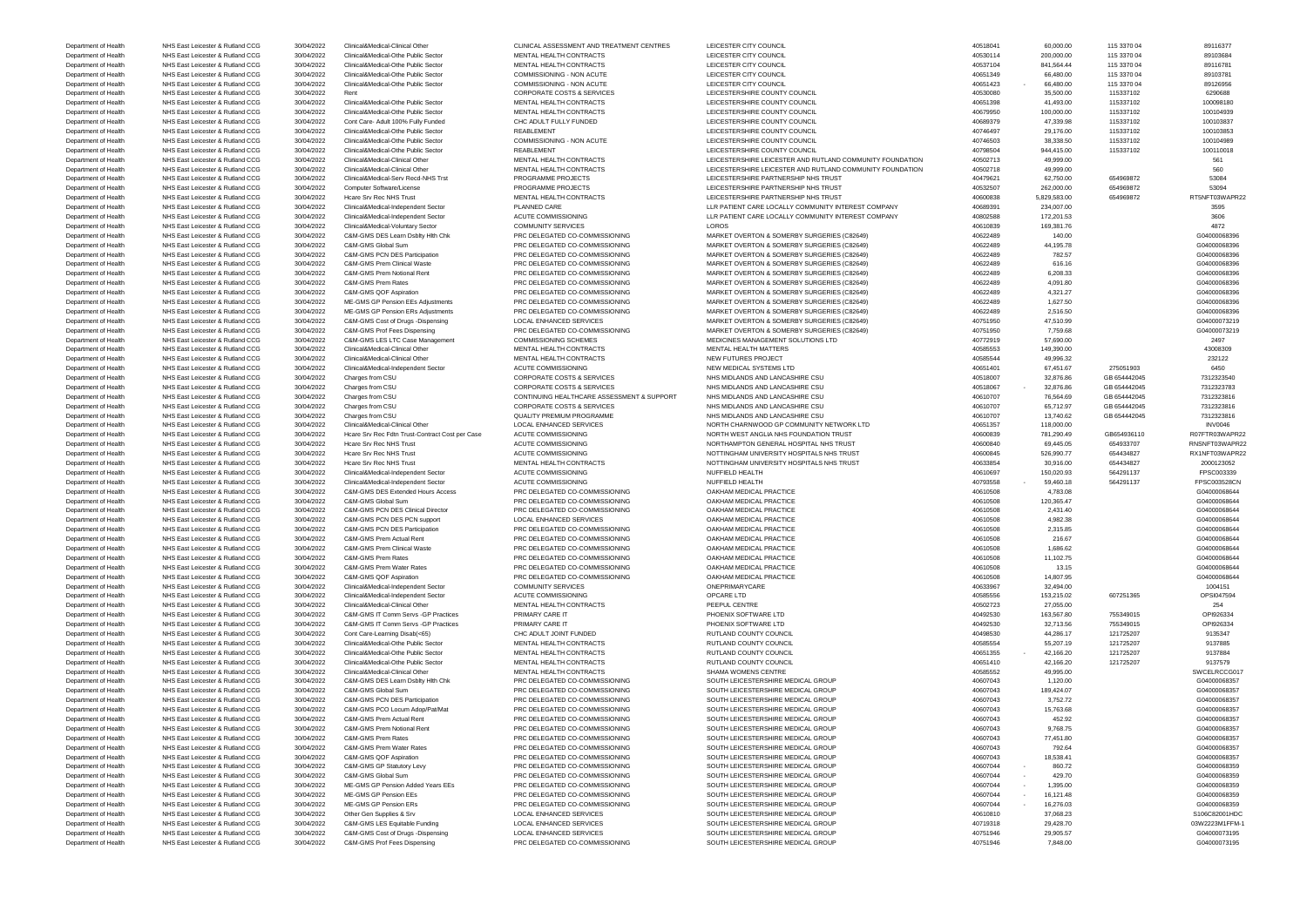| | | | | | | | | | |
|---|---|---|---|---|---|---|---|---|---|
| Department of Health | NHS East Leicester & Rutland CCG | 30/04/2022 | Clinical&Medical-Clinical Other | CLINICAL ASSESSMENT AND TREATMENT CENTRES | LEICESTER CITY COUNCIL | 40518041 | 60,000.00 | 115 3370 04 | 89116377 |
| Department of Health | NHS East Leicester & Rutland CCG | 30/04/2022 | Clinical&Medical-Othe Public Sector | MENTAL HEALTH CONTRACTS | LEICESTER CITY COUNCIL | 40530114 | 200,000.00 | 115 3370 04 | 89103684 |
| Department of Health | NHS East Leicester & Rutland CCG | 30/04/2022 | Clinical&Medical-Othe Public Sector | MENTAL HEALTH CONTRACTS | LEICESTER CITY COUNCIL | 40537104 | 841,564.44 | 115 3370 04 | 89116781 |
| Department of Health | NHS East Leicester & Rutland CCG | 30/04/2022 | Clinical&Medical-Othe Public Sector | COMMISSIONING - NON ACUTE | LEICESTER CITY COUNCIL | 40651349 | 66,480.00 | 115 3370 04 | 89103781 |
| Department of Health | NHS East Leicester & Rutland CCG | 30/04/2022 | Clinical&Medical-Othe Public Sector | COMMISSIONING - NON ACUTE | LEICESTER CITY COUNCIL | 40651423 | - 66,480.00 | 115 3370 04 | 89126956 |
| Department of Health | NHS East Leicester & Rutland CCG | 30/04/2022 | Rent | CORPORATE COSTS & SERVICES | LEICESTERSHIRE COUNTY COUNCIL | 40530080 | 35,500.00 | 115337102 | 6290688 |
| Department of Health | NHS East Leicester & Rutland CCG | 30/04/2022 | Clinical&Medical-Othe Public Sector | MENTAL HEALTH CONTRACTS | LEICESTERSHIRE COUNTY COUNCIL | 40651398 | 41,493.00 | 115337102 | 100098180 |
| Department of Health | NHS East Leicester & Rutland CCG | 30/04/2022 | Clinical&Medical-Othe Public Sector | MENTAL HEALTH CONTRACTS | LEICESTERSHIRE COUNTY COUNCIL | 40679950 | 100,000.00 | 115337102 | 100104939 |
| Department of Health | NHS East Leicester & Rutland CCG | 30/04/2022 | Cont Care- Adult 100% Fully Funded | CHC ADULT FULLY FUNDED | LEICESTERSHIRE COUNTY COUNCIL | 40689379 | 47,339.98 | 115337102 | 100103837 |
| Department of Health | NHS East Leicester & Rutland CCG | 30/04/2022 | Clinical&Medical-Othe Public Sector | REABLEMENT | LEICESTERSHIRE COUNTY COUNCIL | 40746497 | 29,176.00 | 115337102 | 100103853 |
| Department of Health | NHS East Leicester & Rutland CCG | 30/04/2022 | Clinical&Medical-Othe Public Sector | COMMISSIONING - NON ACUTE | LEICESTERSHIRE COUNTY COUNCIL | 40746503 | 38,338.50 | 115337102 | 100104989 |
| Department of Health | NHS East Leicester & Rutland CCG | 30/04/2022 | Clinical&Medical-Othe Public Sector | REABLEMENT | LEICESTERSHIRE COUNTY COUNCIL | 40798504 | 944,415.00 | 115337102 | 100110018 |
| Department of Health | NHS East Leicester & Rutland CCG | 30/04/2022 | Clinical&Medical-Clinical Other | MENTAL HEALTH CONTRACTS | LEICESTERSHIRE LEICESTER AND RUTLAND COMMUNITY FOUNDATION | 40502713 | 49,999.00 | | 561 |
| Department of Health | NHS East Leicester & Rutland CCG | 30/04/2022 | Clinical&Medical-Clinical Other | MENTAL HEALTH CONTRACTS | LEICESTERSHIRE LEICESTER AND RUTLAND COMMUNITY FOUNDATION | 40502718 | 49,999.00 | | 560 |
| Department of Health | NHS East Leicester & Rutland CCG | 30/04/2022 | Clinical&Medical-Serv Recd-NHS Trst | PROGRAMME PROJECTS | LEICESTERSHIRE PARTNERSHIP NHS TRUST | 40479621 | 62,750.00 | 654969872 | 53084 |
| Department of Health | NHS East Leicester & Rutland CCG | 30/04/2022 | Computer Software/License | PROGRAMME PROJECTS | LEICESTERSHIRE PARTNERSHIP NHS TRUST | 40532507 | 262,000.00 | 654969872 | 53094 |
| Department of Health | NHS East Leicester & Rutland CCG | 30/04/2022 | Hcare Srv Rec NHS Trust | MENTAL HEALTH CONTRACTS | LEICESTERSHIRE PARTNERSHIP NHS TRUST | 40600838 | 5,829,583.00 | 654969872 | RT5NFT03WAPR22 |
| Department of Health | NHS East Leicester & Rutland CCG | 30/04/2022 | Clinical&Medical-Independent Sector | PLANNED CARE | LLR PATIENT CARE LOCALLY COMMUNITY INTEREST COMPANY | 40689391 | 234,007.00 | | 3595 |
| Department of Health | NHS East Leicester & Rutland CCG | 30/04/2022 | Clinical&Medical-Independent Sector | ACUTE COMMISSIONING | LLR PATIENT CARE LOCALLY COMMUNITY INTEREST COMPANY | 40802588 | 172,201.53 | | 3606 |
| Department of Health | NHS East Leicester & Rutland CCG | 30/04/2022 | Clinical&Medical-Voluntary Sector | COMMUNITY SERVICES | LOROS | 40610839 | 169,381.76 | | 4872 |
| Department of Health | NHS East Leicester & Rutland CCG | 30/04/2022 | C&M-GMS DES Learn Dsblty Hlth Chk | PRC DELEGATED CO-COMMISSIONING | MARKET OVERTON & SOMERBY SURGERIES (C82649) | 40622489 | 140.00 | | G04000068396 |
| Department of Health | NHS East Leicester & Rutland CCG | 30/04/2022 | C&M-GMS Global Sum | PRC DELEGATED CO-COMMISSIONING | MARKET OVERTON & SOMERBY SURGERIES (C82649) | 40622489 | 44,195.78 | | G04000068396 |
| Department of Health | NHS East Leicester & Rutland CCG | 30/04/2022 | C&M-GMS PCN DES Participation | PRC DELEGATED CO-COMMISSIONING | MARKET OVERTON & SOMERBY SURGERIES (C82649) | 40622489 | 782.57 | | G04000068396 |
| Department of Health | NHS East Leicester & Rutland CCG | 30/04/2022 | C&M-GMS Prem Clinical Waste | PRC DELEGATED CO-COMMISSIONING | MARKET OVERTON & SOMERBY SURGERIES (C82649) | 40622489 | 616.16 | | G04000068396 |
| Department of Health | NHS East Leicester & Rutland CCG | 30/04/2022 | C&M-GMS Prem Notional Rent | PRC DELEGATED CO-COMMISSIONING | MARKET OVERTON & SOMERBY SURGERIES (C82649) | 40622489 | 6,208.33 | | G04000068396 |
| Department of Health | NHS East Leicester & Rutland CCG | 30/04/2022 | C&M-GMS Prem Rates | PRC DELEGATED CO-COMMISSIONING | MARKET OVERTON & SOMERBY SURGERIES (C82649) | 40622489 | 4,091.80 | | G04000068396 |
| Department of Health | NHS East Leicester & Rutland CCG | 30/04/2022 | C&M-GMS QOF Aspiration | PRC DELEGATED CO-COMMISSIONING | MARKET OVERTON & SOMERBY SURGERIES (C82649) | 40622489 | 4,321.27 | | G04000068396 |
| Department of Health | NHS East Leicester & Rutland CCG | 30/04/2022 | ME-GMS GP Pension EEs Adjustments | PRC DELEGATED CO-COMMISSIONING | MARKET OVERTON & SOMERBY SURGERIES (C82649) | 40622489 | 1,627.50 | | G04000068396 |
| Department of Health | NHS East Leicester & Rutland CCG | 30/04/2022 | ME-GMS GP Pension ERs Adjustments | PRC DELEGATED CO-COMMISSIONING | MARKET OVERTON & SOMERBY SURGERIES (C82649) | 40622489 | 2,516.50 | | G04000068396 |
| Department of Health | NHS East Leicester & Rutland CCG | 30/04/2022 | C&M-GMS Cost of Drugs -Dispensing | LOCAL ENHANCED SERVICES | MARKET OVERTON & SOMERBY SURGERIES (C82649) | 40751950 | 47,510.99 | | G04000073219 |
| Department of Health | NHS East Leicester & Rutland CCG | 30/04/2022 | C&M-GMS Prof Fees Dispensing | PRC DELEGATED CO-COMMISSIONING | MARKET OVERTON & SOMERBY SURGERIES (C82649) | 40751950 | 7,759.68 | | G04000073219 |
| Department of Health | NHS East Leicester & Rutland CCG | 30/04/2022 | C&M-GMS LES LTC Case Management | COMMISSIONING SCHEMES | MEDICINES MANAGEMENT SOLUTIONS LTD | 40772919 | 57,690.00 | | 2497 |
| Department of Health | NHS East Leicester & Rutland CCG | 30/04/2022 | Clinical&Medical-Clinical Other | MENTAL HEALTH CONTRACTS | MENTAL HEALTH MATTERS | 40585553 | 149,390.00 | | 43008309 |
| Department of Health | NHS East Leicester & Rutland CCG | 30/04/2022 | Clinical&Medical-Clinical Other | MENTAL HEALTH CONTRACTS | NEW FUTURES PROJECT | 40585544 | 49,996.32 | | 232122 |
| Department of Health | NHS East Leicester & Rutland CCG | 30/04/2022 | Clinical&Medical-Independent Sector | ACUTE COMMISSIONING | NEW MEDICAL SYSTEMS LTD | 40651401 | 67,451.67 | 275051903 | 6450 |
| Department of Health | NHS East Leicester & Rutland CCG | 30/04/2022 | Charges from CSU | CORPORATE COSTS & SERVICES | NHS MIDLANDS AND LANCASHIRE CSU | 40518007 | 32,876.86 | GB 654442045 | 7312323540 |
| Department of Health | NHS East Leicester & Rutland CCG | 30/04/2022 | Charges from CSU | CORPORATE COSTS & SERVICES | NHS MIDLANDS AND LANCASHIRE CSU | 40518067 | - 32,876.86 | GB 654442045 | 7312323783 |
| Department of Health | NHS East Leicester & Rutland CCG | 30/04/2022 | Charges from CSU | CONTINUING HEALTHCARE ASSESSMENT & SUPPORT | NHS MIDLANDS AND LANCASHIRE CSU | 40610707 | 76,564.69 | GB 654442045 | 7312323816 |
| Department of Health | NHS East Leicester & Rutland CCG | 30/04/2022 | Charges from CSU | CORPORATE COSTS & SERVICES | NHS MIDLANDS AND LANCASHIRE CSU | 40610707 | 65,712.97 | GB 654442045 | 7312323816 |
| Department of Health | NHS East Leicester & Rutland CCG | 30/04/2022 | Charges from CSU | QUALITY PREMIUM PROGRAMME | NHS MIDLANDS AND LANCASHIRE CSU | 40610707 | 13,740.62 | GB 654442045 | 7312323816 |
| Department of Health | NHS East Leicester & Rutland CCG | 30/04/2022 | Clinical&Medical-Clinical Other | LOCAL ENHANCED SERVICES | NORTH CHARNWOOD GP COMMUNITY NETWORK LTD | 40651357 | 118,000.00 | | INV0046 |
| Department of Health | NHS East Leicester & Rutland CCG | 30/04/2022 | Hcare Srv Rec Fdtn Trust-Contract Cost per Case | ACUTE COMMISSIONING | NORTH WEST ANGLIA NHS FOUNDATION TRUST | 40600839 | 781,290.49 | GB654936110 | R07FTR03WAPR22 |
| Department of Health | NHS East Leicester & Rutland CCG | 30/04/2022 | Hcare Srv Rec NHS Trust | ACUTE COMMISSIONING | NORTHAMPTON GENERAL HOSPITAL NHS TRUST | 40600840 | 69,445.05 | 654933707 | RNSNFT03WAPR22 |
| Department of Health | NHS East Leicester & Rutland CCG | 30/04/2022 | Hcare Srv Rec NHS Trust | ACUTE COMMISSIONING | NOTTINGHAM UNIVERSITY HOSPITALS NHS TRUST | 40600845 | 526,990.77 | 654434827 | RX1NFT03WAPR22 |
| Department of Health | NHS East Leicester & Rutland CCG | 30/04/2022 | Hcare Srv Rec NHS Trust | MENTAL HEALTH CONTRACTS | NOTTINGHAM UNIVERSITY HOSPITALS NHS TRUST | 40633854 | 30,916.00 | 654434827 | 2000123052 |
| Department of Health | NHS East Leicester & Rutland CCG | 30/04/2022 | Clinical&Medical-Independent Sector | ACUTE COMMISSIONING | NUFFIELD HEALTH | 40610697 | 150,020.93 | 564291137 | FPSC003339 |
| Department of Health | NHS East Leicester & Rutland CCG | 30/04/2022 | Clinical&Medical-Independent Sector | ACUTE COMMISSIONING | NUFFIELD HEALTH | 40793558 | - 59,460.18 | 564291137 | FPSC003528CN |
| Department of Health | NHS East Leicester & Rutland CCG | 30/04/2022 | C&M-GMS DES Extended Hours Access | PRC DELEGATED CO-COMMISSIONING | OAKHAM MEDICAL PRACTICE | 40610508 | 4,783.08 | | G04000068644 |
| Department of Health | NHS East Leicester & Rutland CCG | 30/04/2022 | C&M-GMS Global Sum | PRC DELEGATED CO-COMMISSIONING | OAKHAM MEDICAL PRACTICE | 40610508 | 120,365.47 | | G04000068644 |
| Department of Health | NHS East Leicester & Rutland CCG | 30/04/2022 | C&M-GMS PCN DES Clinical Director | PRC DELEGATED CO-COMMISSIONING | OAKHAM MEDICAL PRACTICE | 40610508 | 2,431.40 | | G04000068644 |
| Department of Health | NHS East Leicester & Rutland CCG | 30/04/2022 | C&M-GMS PCN DES PCN support | LOCAL ENHANCED SERVICES | OAKHAM MEDICAL PRACTICE | 40610508 | 4,982.38 | | G04000068644 |
| Department of Health | NHS East Leicester & Rutland CCG | 30/04/2022 | C&M-GMS PCN DES Participation | PRC DELEGATED CO-COMMISSIONING | OAKHAM MEDICAL PRACTICE | 40610508 | 2,315.85 | | G04000068644 |
| Department of Health | NHS East Leicester & Rutland CCG | 30/04/2022 | C&M-GMS Prem Actual Rent | PRC DELEGATED CO-COMMISSIONING | OAKHAM MEDICAL PRACTICE | 40610508 | 216.67 | | G04000068644 |
| Department of Health | NHS East Leicester & Rutland CCG | 30/04/2022 | C&M-GMS Prem Clinical Waste | PRC DELEGATED CO-COMMISSIONING | OAKHAM MEDICAL PRACTICE | 40610508 | 1,686.62 | | G04000068644 |
| Department of Health | NHS East Leicester & Rutland CCG | 30/04/2022 | C&M-GMS Prem Rates | PRC DELEGATED CO-COMMISSIONING | OAKHAM MEDICAL PRACTICE | 40610508 | 11,102.75 | | G04000068644 |
| Department of Health | NHS East Leicester & Rutland CCG | 30/04/2022 | C&M-GMS Prem Water Rates | PRC DELEGATED CO-COMMISSIONING | OAKHAM MEDICAL PRACTICE | 40610508 | 13.15 | | G04000068644 |
| Department of Health | NHS East Leicester & Rutland CCG | 30/04/2022 | C&M-GMS QOF Aspiration | PRC DELEGATED CO-COMMISSIONING | OAKHAM MEDICAL PRACTICE | 40610508 | 14,807.95 | | G04000068644 |
| Department of Health | NHS East Leicester & Rutland CCG | 30/04/2022 | Clinical&Medical-Independent Sector | COMMUNITY SERVICES | ONEPRIMARYCARE | 40633967 | 32,494.00 | | 1004151 |
| Department of Health | NHS East Leicester & Rutland CCG | 30/04/2022 | Clinical&Medical-Independent Sector | ACUTE COMMISSIONING | OPCARE LTD | 40585556 | 153,215.02 | 607251365 | OPSI047594 |
| Department of Health | NHS East Leicester & Rutland CCG | 30/04/2022 | Clinical&Medical-Clinical Other | MENTAL HEALTH CONTRACTS | PEEPUL CENTRE | 40502723 | 27,055.00 | | 254 |
| Department of Health | NHS East Leicester & Rutland CCG | 30/04/2022 | C&M-GMS IT Comm Servs -GP Practices | PRIMARY CARE IT | PHOENIX SOFTWARE LTD | 40492530 | 163,567.80 | 755349015 | OPI926334 |
| Department of Health | NHS East Leicester & Rutland CCG | 30/04/2022 | C&M-GMS IT Comm Servs -GP Practices | PRIMARY CARE IT | PHOENIX SOFTWARE LTD | 40492530 | 32,713.56 | 755349015 | OPI926334 |
| Department of Health | NHS East Leicester & Rutland CCG | 30/04/2022 | Cont Care-Learning Disab(<65) | CHC ADULT JOINT FUNDED | RUTLAND COUNTY COUNCIL | 40498530 | 44,286.17 | 121725207 | 9135347 |
| Department of Health | NHS East Leicester & Rutland CCG | 30/04/2022 | Clinical&Medical-Othe Public Sector | MENTAL HEALTH CONTRACTS | RUTLAND COUNTY COUNCIL | 40585554 | 55,207.19 | 121725207 | 9137885 |
| Department of Health | NHS East Leicester & Rutland CCG | 30/04/2022 | Clinical&Medical-Othe Public Sector | MENTAL HEALTH CONTRACTS | RUTLAND COUNTY COUNCIL | 40651355 | - 42,166.20 | 121725207 | 9137884 |
| Department of Health | NHS East Leicester & Rutland CCG | 30/04/2022 | Clinical&Medical-Othe Public Sector | MENTAL HEALTH CONTRACTS | RUTLAND COUNTY COUNCIL | 40651410 | 42,166.20 | 121725207 | 9137579 |
| Department of Health | NHS East Leicester & Rutland CCG | 30/04/2022 | Clinical&Medical-Clinical Other | MENTAL HEALTH CONTRACTS | SHAMA WOMENS CENTRE | 40585552 | 49,995.00 | | SWCELRCCG017 |
| Department of Health | NHS East Leicester & Rutland CCG | 30/04/2022 | C&M-GMS DES Learn Dsblty Hlth Chk | PRC DELEGATED CO-COMMISSIONING | SOUTH LEICESTERSHIRE MEDICAL GROUP | 40607043 | 1,120.00 | | G04000068357 |
| Department of Health | NHS East Leicester & Rutland CCG | 30/04/2022 | C&M-GMS Global Sum | PRC DELEGATED CO-COMMISSIONING | SOUTH LEICESTERSHIRE MEDICAL GROUP | 40607043 | 189,424.07 | | G04000068357 |
| Department of Health | NHS East Leicester & Rutland CCG | 30/04/2022 | C&M-GMS PCN DES Participation | PRC DELEGATED CO-COMMISSIONING | SOUTH LEICESTERSHIRE MEDICAL GROUP | 40607043 | 3,752.72 | | G04000068357 |
| Department of Health | NHS East Leicester & Rutland CCG | 30/04/2022 | C&M-GMS PCO Locum Adop/Pat/Mat | PRC DELEGATED CO-COMMISSIONING | SOUTH LEICESTERSHIRE MEDICAL GROUP | 40607043 | 15,763.68 | | G04000068357 |
| Department of Health | NHS East Leicester & Rutland CCG | 30/04/2022 | C&M-GMS Prem Actual Rent | PRC DELEGATED CO-COMMISSIONING | SOUTH LEICESTERSHIRE MEDICAL GROUP | 40607043 | 452.92 | | G04000068357 |
| Department of Health | NHS East Leicester & Rutland CCG | 30/04/2022 | C&M-GMS Prem Notional Rent | PRC DELEGATED CO-COMMISSIONING | SOUTH LEICESTERSHIRE MEDICAL GROUP | 40607043 | 9,768.75 | | G04000068357 |
| Department of Health | NHS East Leicester & Rutland CCG | 30/04/2022 | C&M-GMS Prem Rates | PRC DELEGATED CO-COMMISSIONING | SOUTH LEICESTERSHIRE MEDICAL GROUP | 40607043 | 77,451.80 | | G04000068357 |
| Department of Health | NHS East Leicester & Rutland CCG | 30/04/2022 | C&M-GMS Prem Water Rates | PRC DELEGATED CO-COMMISSIONING | SOUTH LEICESTERSHIRE MEDICAL GROUP | 40607043 | 792.64 | | G04000068357 |
| Department of Health | NHS East Leicester & Rutland CCG | 30/04/2022 | C&M-GMS QOF Aspiration | PRC DELEGATED CO-COMMISSIONING | SOUTH LEICESTERSHIRE MEDICAL GROUP | 40607043 | 18,538.41 | | G04000068357 |
| Department of Health | NHS East Leicester & Rutland CCG | 30/04/2022 | C&M-GMS GP Statutory Levy | PRC DELEGATED CO-COMMISSIONING | SOUTH LEICESTERSHIRE MEDICAL GROUP | 40607044 | - 860.72 | | G04000068359 |
| Department of Health | NHS East Leicester & Rutland CCG | 30/04/2022 | C&M-GMS Global Sum | PRC DELEGATED CO-COMMISSIONING | SOUTH LEICESTERSHIRE MEDICAL GROUP | 40607044 | - 429.70 | | G04000068359 |
| Department of Health | NHS East Leicester & Rutland CCG | 30/04/2022 | ME-GMS GP Pension Added Years EEs | PRC DELEGATED CO-COMMISSIONING | SOUTH LEICESTERSHIRE MEDICAL GROUP | 40607044 | - 1,395.00 | | G04000068359 |
| Department of Health | NHS East Leicester & Rutland CCG | 30/04/2022 | ME-GMS GP Pension EEs | PRC DELEGATED CO-COMMISSIONING | SOUTH LEICESTERSHIRE MEDICAL GROUP | 40607044 | - 16,121.48 | | G04000068359 |
| Department of Health | NHS East Leicester & Rutland CCG | 30/04/2022 | ME-GMS GP Pension ERs | PRC DELEGATED CO-COMMISSIONING | SOUTH LEICESTERSHIRE MEDICAL GROUP | 40607044 | - 16,276.03 | | G04000068359 |
| Department of Health | NHS East Leicester & Rutland CCG | 30/04/2022 | Other Gen Supplies & Srv | LOCAL ENHANCED SERVICES | SOUTH LEICESTERSHIRE MEDICAL GROUP | 40610810 | 37,068.23 | | S106C82001HDC |
| Department of Health | NHS East Leicester & Rutland CCG | 30/04/2022 | C&M-GMS LES Equitable Funding | LOCAL ENHANCED SERVICES | SOUTH LEICESTERSHIRE MEDICAL GROUP | 40719318 | 29,428.70 | | 03W2223M1FFM-1 |
| Department of Health | NHS East Leicester & Rutland CCG | 30/04/2022 | C&M-GMS Cost of Drugs -Dispensing | LOCAL ENHANCED SERVICES | SOUTH LEICESTERSHIRE MEDICAL GROUP | 40751946 | 29,905.57 | | G04000073195 |
| Department of Health | NHS East Leicester & Rutland CCG | 30/04/2022 | C&M-GMS Prof Fees Dispensing | PRC DELEGATED CO-COMMISSIONING | SOUTH LEICESTERSHIRE MEDICAL GROUP | 40751946 | 7,848.00 | | G04000073195 |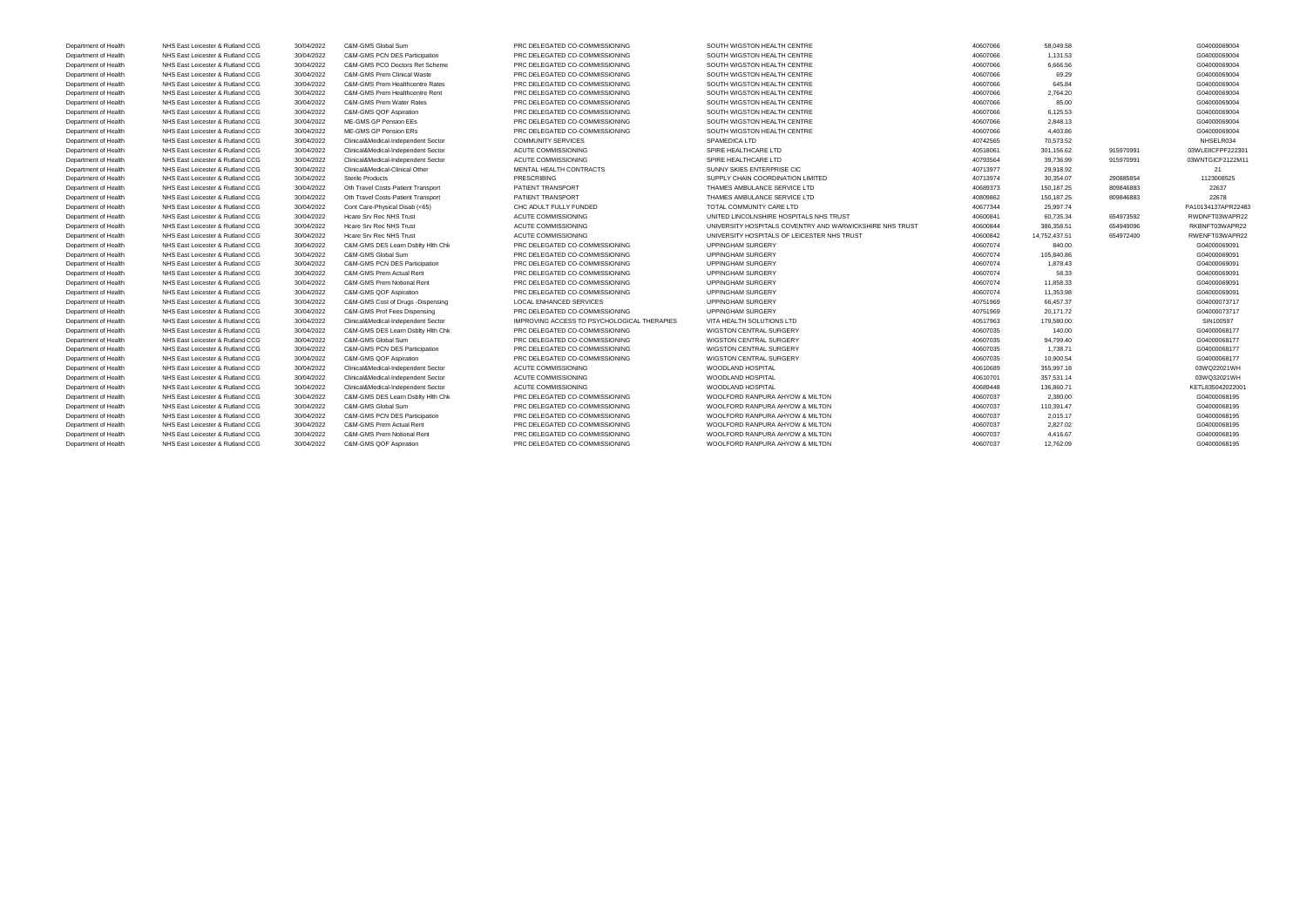| | | | | | | | | | |
|---|---|---|---|---|---|---|---|---|---|
| Department of Health | NHS East Leicester & Rutland CCG | 30/04/2022 | C&M-GMS Global Sum | PRC DELEGATED CO-COMMISSIONING | SOUTH WIGSTON HEALTH CENTRE | 40607066 | 58,049.58 | | G04000069004 |
| Department of Health | NHS East Leicester & Rutland CCG | 30/04/2022 | C&M-GMS PCN DES Participation | PRC DELEGATED CO-COMMISSIONING | SOUTH WIGSTON HEALTH CENTRE | 40607066 | 1,131.53 | | G04000069004 |
| Department of Health | NHS East Leicester & Rutland CCG | 30/04/2022 | C&M-GMS PCO Doctors Ret Scheme | PRC DELEGATED CO-COMMISSIONING | SOUTH WIGSTON HEALTH CENTRE | 40607066 | 6,666.56 | | G04000069004 |
| Department of Health | NHS East Leicester & Rutland CCG | 30/04/2022 | C&M-GMS Prem Clinical Waste | PRC DELEGATED CO-COMMISSIONING | SOUTH WIGSTON HEALTH CENTRE | 40607066 | 69.29 | | G04000069004 |
| Department of Health | NHS East Leicester & Rutland CCG | 30/04/2022 | C&M-GMS Prem Healthcentre Rates | PRC DELEGATED CO-COMMISSIONING | SOUTH WIGSTON HEALTH CENTRE | 40607066 | 645.84 | | G04000069004 |
| Department of Health | NHS East Leicester & Rutland CCG | 30/04/2022 | C&M-GMS Prem Healthcentre Rent | PRC DELEGATED CO-COMMISSIONING | SOUTH WIGSTON HEALTH CENTRE | 40607066 | 2,764.20 | | G04000069004 |
| Department of Health | NHS East Leicester & Rutland CCG | 30/04/2022 | C&M-GMS Prem Water Rates | PRC DELEGATED CO-COMMISSIONING | SOUTH WIGSTON HEALTH CENTRE | 40607066 | 85.00 | | G04000069004 |
| Department of Health | NHS East Leicester & Rutland CCG | 30/04/2022 | C&M-GMS QOF Aspiration | PRC DELEGATED CO-COMMISSIONING | SOUTH WIGSTON HEALTH CENTRE | 40607066 | 6,125.53 | | G04000069004 |
| Department of Health | NHS East Leicester & Rutland CCG | 30/04/2022 | ME-GMS GP Pension EEs | PRC DELEGATED CO-COMMISSIONING | SOUTH WIGSTON HEALTH CENTRE | 40607066 | 2,848.13 | | G04000069004 |
| Department of Health | NHS East Leicester & Rutland CCG | 30/04/2022 | ME-GMS GP Pension ERs | PRC DELEGATED CO-COMMISSIONING | SOUTH WIGSTON HEALTH CENTRE | 40607066 | 4,403.86 | | G04000069004 |
| Department of Health | NHS East Leicester & Rutland CCG | 30/04/2022 | Clinical&Medical-Independent Sector | COMMUNITY SERVICES | SPAMEDICA LTD | 40742565 | 70,573.52 | | NHSELR034 |
| Department of Health | NHS East Leicester & Rutland CCG | 30/04/2022 | Clinical&Medical-Independent Sector | ACUTE COMMISSIONING | SPIRE HEALTHCARE LTD | 40518061 | 301,156.62 | 915970991 | 03WLEIICFPF222301 |
| Department of Health | NHS East Leicester & Rutland CCG | 30/04/2022 | Clinical&Medical-Independent Sector | ACUTE COMMISSIONING | SPIRE HEALTHCARE LTD | 40793564 | 39,736.99 | 915970991 | 03WNTGICF2122M11 |
| Department of Health | NHS East Leicester & Rutland CCG | 30/04/2022 | Clinical&Medical-Clinical Other | MENTAL HEALTH CONTRACTS | SUNNY SKIES ENTERPRISE CIC | 40713977 | 29,918.92 | | 21 |
| Department of Health | NHS East Leicester & Rutland CCG | 30/04/2022 | Sterile Products | PRESCRIBING | SUPPLY CHAIN COORDINATION LIMITED | 40713974 | 30,354.07 | 290885854 | 1123008525 |
| Department of Health | NHS East Leicester & Rutland CCG | 30/04/2022 | Oth Travel Costs-Patient Transport | PATIENT TRANSPORT | THAMES AMBULANCE SERVICE LTD | 40689373 | 150,187.25 | 809846883 | 22637 |
| Department of Health | NHS East Leicester & Rutland CCG | 30/04/2022 | Oth Travel Costs-Patient Transport | PATIENT TRANSPORT | THAMES AMBULANCE SERVICE LTD | 40808862 | 150,187.25 | 809846883 | 22678 |
| Department of Health | NHS East Leicester & Rutland CCG | 30/04/2022 | Cont Care-Physical Disab (<65) | CHC ADULT FULLY FUNDED | TOTAL COMMUNITY CARE LTD | 40677344 | 25,997.74 | | PA10134137APR22483 |
| Department of Health | NHS East Leicester & Rutland CCG | 30/04/2022 | Hcare Srv Rec NHS Trust | ACUTE COMMISSIONING | UNITED LINCOLNSHIRE HOSPITALS NHS TRUST | 40600841 | 60,735.34 | 654973592 | RWDNFT03WAPR22 |
| Department of Health | NHS East Leicester & Rutland CCG | 30/04/2022 | Hcare Srv Rec NHS Trust | ACUTE COMMISSIONING | UNIVERSITY HOSPITALS COVENTRY AND WARWICKSHIRE NHS TRUST | 40600844 | 386,358.51 | 654949096 | RKBNFT03WAPR22 |
| Department of Health | NHS East Leicester & Rutland CCG | 30/04/2022 | Hcare Srv Rec NHS Trust | ACUTE COMMISSIONING | UNIVERSITY HOSPITALS OF LEICESTER NHS TRUST | 40600842 | 14,752,437.51 | 654972400 | RWENFT03WAPR22 |
| Department of Health | NHS East Leicester & Rutland CCG | 30/04/2022 | C&M-GMS DES Learn Dsblty Hlth Chk | PRC DELEGATED CO-COMMISSIONING | UPPINGHAM SURGERY | 40607074 | 840.00 | | G04000069091 |
| Department of Health | NHS East Leicester & Rutland CCG | 30/04/2022 | C&M-GMS Global Sum | PRC DELEGATED CO-COMMISSIONING | UPPINGHAM SURGERY | 40607074 | 105,840.86 | | G04000069091 |
| Department of Health | NHS East Leicester & Rutland CCG | 30/04/2022 | C&M-GMS PCN DES Participation | PRC DELEGATED CO-COMMISSIONING | UPPINGHAM SURGERY | 40607074 | 1,878.43 | | G04000069091 |
| Department of Health | NHS East Leicester & Rutland CCG | 30/04/2022 | C&M-GMS Prem Actual Rent | PRC DELEGATED CO-COMMISSIONING | UPPINGHAM SURGERY | 40607074 | 58.33 | | G04000069091 |
| Department of Health | NHS East Leicester & Rutland CCG | 30/04/2022 | C&M-GMS Prem Notional Rent | PRC DELEGATED CO-COMMISSIONING | UPPINGHAM SURGERY | 40607074 | 11,858.33 | | G04000069091 |
| Department of Health | NHS East Leicester & Rutland CCG | 30/04/2022 | C&M-GMS QOF Aspiration | PRC DELEGATED CO-COMMISSIONING | UPPINGHAM SURGERY | 40607074 | 11,353.98 | | G04000069091 |
| Department of Health | NHS East Leicester & Rutland CCG | 30/04/2022 | C&M-GMS Cost of Drugs -Dispensing | LOCAL ENHANCED SERVICES | UPPINGHAM SURGERY | 40751969 | 66,457.37 | | G04000073717 |
| Department of Health | NHS East Leicester & Rutland CCG | 30/04/2022 | C&M-GMS Prof Fees Dispensing | PRC DELEGATED CO-COMMISSIONING | UPPINGHAM SURGERY | 40751969 | 20,171.72 | | G04000073717 |
| Department of Health | NHS East Leicester & Rutland CCG | 30/04/2022 | Clinical&Medical-Independent Sector | IMPROVING ACCESS TO PSYCHOLOGICAL THERAPIES | VITA HEALTH SOLUTIONS LTD | 40517963 | 179,580.00 | | SIN100597 |
| Department of Health | NHS East Leicester & Rutland CCG | 30/04/2022 | C&M-GMS DES Learn Dsblty Hlth Chk | PRC DELEGATED CO-COMMISSIONING | WIGSTON CENTRAL SURGERY | 40607035 | 140.00 | | G04000068177 |
| Department of Health | NHS East Leicester & Rutland CCG | 30/04/2022 | C&M-GMS Global Sum | PRC DELEGATED CO-COMMISSIONING | WIGSTON CENTRAL SURGERY | 40607035 | 94,799.40 | | G04000068177 |
| Department of Health | NHS East Leicester & Rutland CCG | 30/04/2022 | C&M-GMS PCN DES Participation | PRC DELEGATED CO-COMMISSIONING | WIGSTON CENTRAL SURGERY | 40607035 | 1,738.71 | | G04000068177 |
| Department of Health | NHS East Leicester & Rutland CCG | 30/04/2022 | C&M-GMS QOF Aspiration | PRC DELEGATED CO-COMMISSIONING | WIGSTON CENTRAL SURGERY | 40607035 | 10,900.54 | | G04000068177 |
| Department of Health | NHS East Leicester & Rutland CCG | 30/04/2022 | Clinical&Medical-Independent Sector | ACUTE COMMISSIONING | WOODLAND HOSPITAL | 40610689 | 355,997.18 | | 03WQ22021WH |
| Department of Health | NHS East Leicester & Rutland CCG | 30/04/2022 | Clinical&Medical-Independent Sector | ACUTE COMMISSIONING | WOODLAND HOSPITAL | 40610701 | 357,531.14 | | 03WQ32021WH |
| Department of Health | NHS East Leicester & Rutland CCG | 30/04/2022 | Clinical&Medical-Independent Sector | ACUTE COMMISSIONING | WOODLAND HOSPITAL | 40689448 | 136,860.71 | | KETL835042022001 |
| Department of Health | NHS East Leicester & Rutland CCG | 30/04/2022 | C&M-GMS DES Learn Dsblty Hlth Chk | PRC DELEGATED CO-COMMISSIONING | WOOLFORD RANPURA AHYOW & MILTON | 40607037 | 2,380.00 | | G04000068195 |
| Department of Health | NHS East Leicester & Rutland CCG | 30/04/2022 | C&M-GMS Global Sum | PRC DELEGATED CO-COMMISSIONING | WOOLFORD RANPURA AHYOW & MILTON | 40607037 | 110,391.47 | | G04000068195 |
| Department of Health | NHS East Leicester & Rutland CCG | 30/04/2022 | C&M-GMS PCN DES Participation | PRC DELEGATED CO-COMMISSIONING | WOOLFORD RANPURA AHYOW & MILTON | 40607037 | 2,015.17 | | G04000068195 |
| Department of Health | NHS East Leicester & Rutland CCG | 30/04/2022 | C&M-GMS Prem Actual Rent | PRC DELEGATED CO-COMMISSIONING | WOOLFORD RANPURA AHYOW & MILTON | 40607037 | 2,827.02 | | G04000068195 |
| Department of Health | NHS East Leicester & Rutland CCG | 30/04/2022 | C&M-GMS Prem Notional Rent | PRC DELEGATED CO-COMMISSIONING | WOOLFORD RANPURA AHYOW & MILTON | 40607037 | 4,416.67 | | G04000068195 |
| Department of Health | NHS East Leicester & Rutland CCG | 30/04/2022 | C&M-GMS QOF Aspiration | PRC DELEGATED CO-COMMISSIONING | WOOLFORD RANPURA AHYOW & MILTON | 40607037 | 12,762.09 | | G04000068195 |